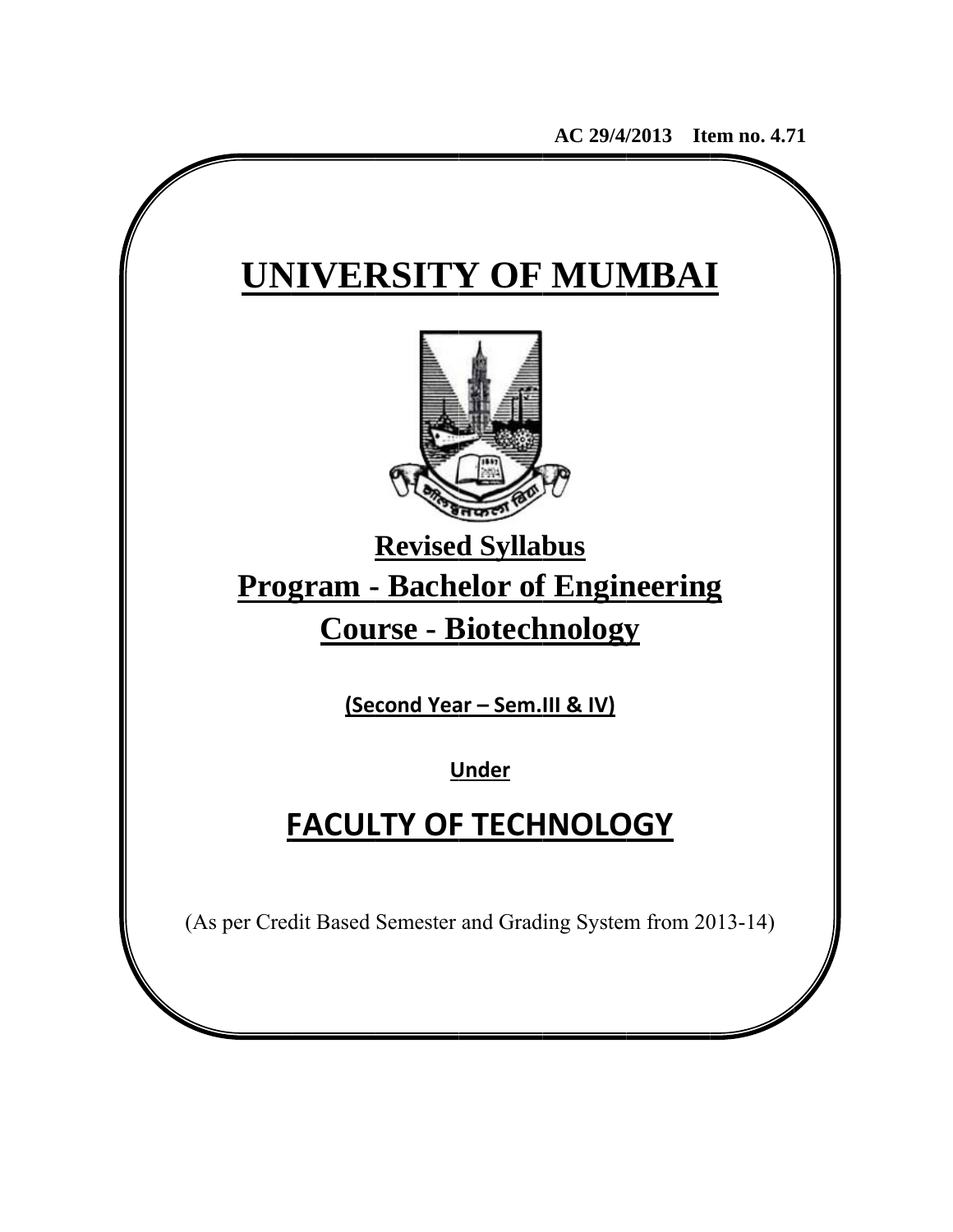**AC 29/4/2013 Item no. 4.71**

# UNIVERSITY OF MUMBAI

## Revised Syllabus

## Program - Bachelor of Engineering

## Course - Biotechnology

**(Second Year – Sem.III & IV)**

**Under**

# FACULTY OF TECHNOLOGY

(As per Credit Based Semester and Grading System from 2013-14)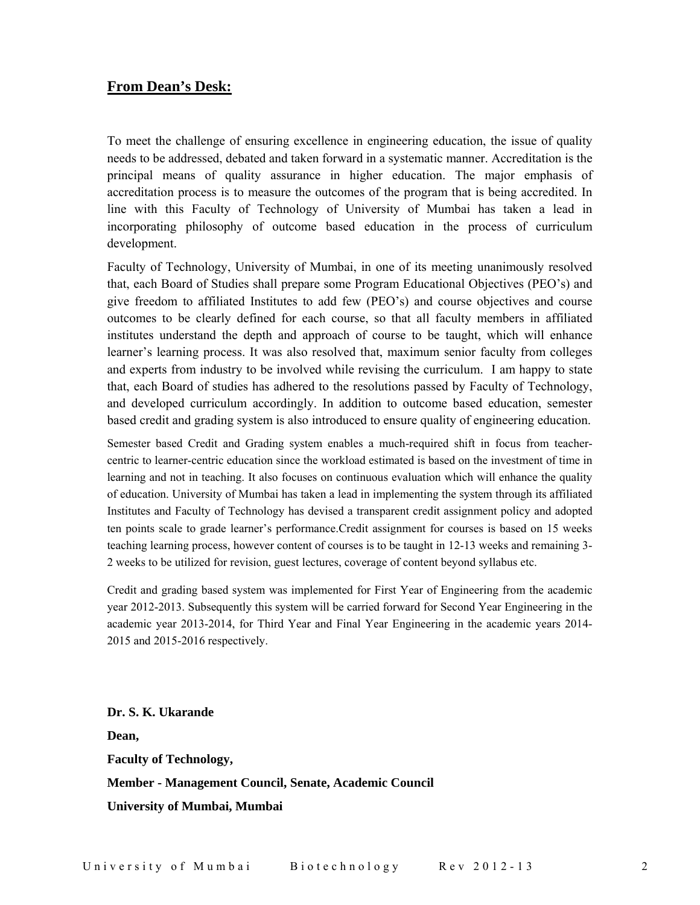## From Dean's Desk:

To meet the challenge of ensuring excellence in engineering education, the issue of quality needs to be addressed, debated and taken forward in a systematic manner. Accreditation is the principal means of quality assurance in higher education. The major emphasis of accreditation process is to measure the outcomes of the program that is being accredited. In line with this Faculty of Technology of University of Mumbai has taken a lead in incorporating philosophy of outcome based education in the process of curriculum development.

Faculty of Technology, University of Mumbai, in one of its meeting unanimously resolved that, each Board of Studies shall prepare some Program Educational Objectives (PEO's) and give freedom to affiliated Institutes to add few (PEO's) and course objectives and course outcomes to be clearly defined for each course, so that all faculty members in affiliated institutes understand the depth and approach of course to be taught, which will enhance learner's learning process. It was also resolved that, maximum senior faculty from colleges and experts from industry to be involved while revising the curriculum. I am happy to state that, each Board of studies has adhered to the resolutions passed by Faculty of Technology, and developed curriculum accordingly. In addition to outcome based education, semester based credit and grading system is also introduced to ensure quality of engineering education.

Semester based Credit and Grading system enables a much-required shift in focus from teacher-centric to learner-centric education since the workload estimated is based on the investment of time in learning and not in teaching. It also focuses on continuous evaluation which will enhance the quality of education. University of Mumbai has taken a lead in implementing the system through its affiliated Institutes and Faculty of Technology has devised a transparent credit assignment policy and adopted ten points scale to grade learner's performance.Credit assignment for courses is based on 15 weeks teaching learning process, however content of courses is to be taught in 12-13 weeks and remaining 3-2 weeks to be utilized for revision, guest lectures, coverage of content beyond syllabus etc.

Credit and grading based system was implemented for First Year of Engineering from the academic year 2012-2013. Subsequently this system will be carried forward for Second Year Engineering in the academic year 2013-2014, for Third Year and Final Year Engineering in the academic years 2014-2015 and 2015-2016 respectively.

**Dr. S. K. Ukarande**

**Dean,**

**Faculty of Technology,**

**Member - Management Council, Senate, Academic Council**

**University of Mumbai, Mumbai**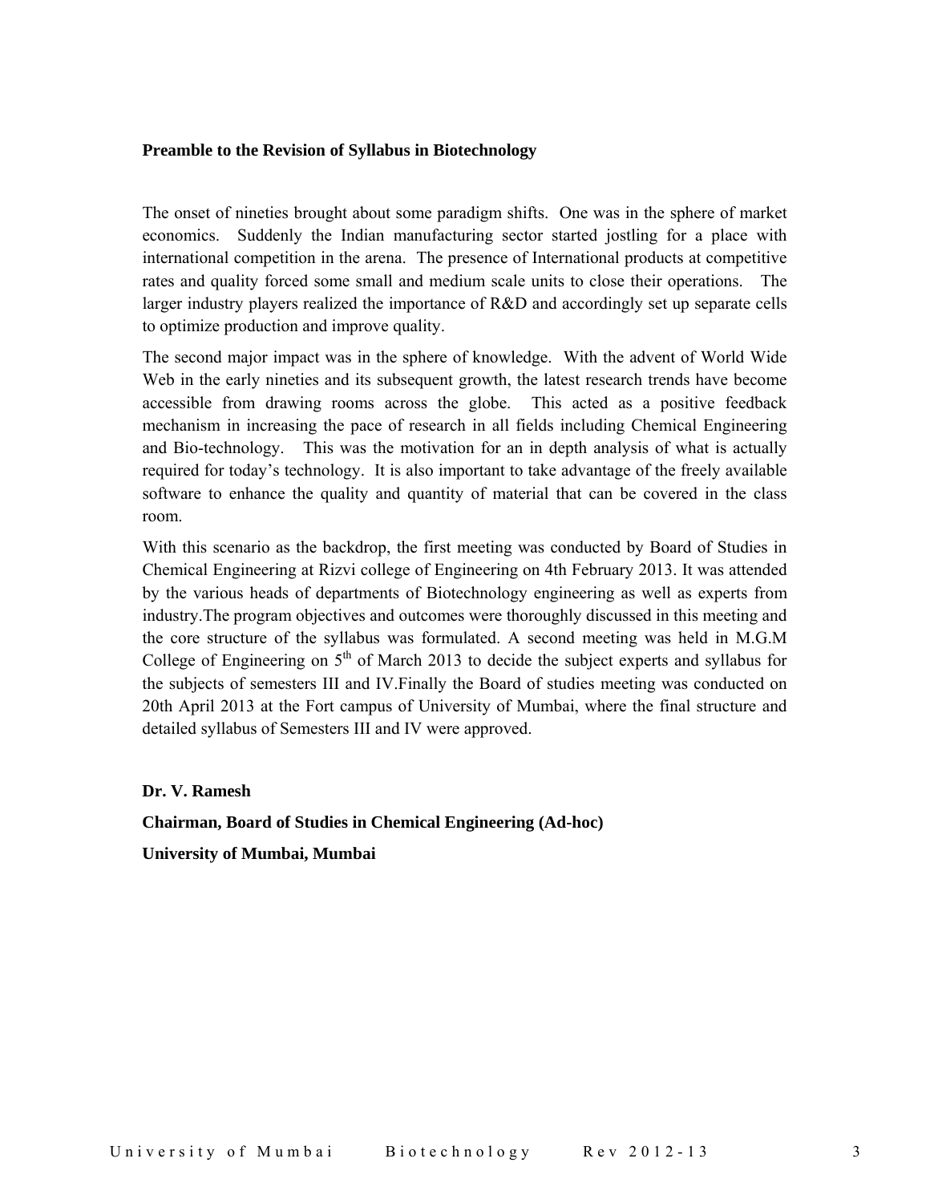## Preamble to the Revision of Syllabus in Biotechnology

The onset of nineties brought about some paradigm shifts. One was in the sphere of market economics. Suddenly the Indian manufacturing sector started jostling for a place with international competition in the arena. The presence of International products at competitive rates and quality forced some small and medium scale units to close their operations. The larger industry players realized the importance of R&D and accordingly set up separate cells to optimize production and improve quality.

The second major impact was in the sphere of knowledge. With the advent of World Wide Web in the early nineties and its subsequent growth, the latest research trends have become accessible from drawing rooms across the globe. This acted as a positive feedback mechanism in increasing the pace of research in all fields including Chemical Engineering and Bio-technology. This was the motivation for an in depth analysis of what is actually required for today's technology. It is also important to take advantage of the freely available software to enhance the quality and quantity of material that can be covered in the class room.

With this scenario as the backdrop, the first meeting was conducted by Board of Studies in Chemical Engineering at Rizvi college of Engineering on 4th February 2013. It was attended by the various heads of departments of Biotechnology engineering as well as experts from industry.The program objectives and outcomes were thoroughly discussed in this meeting and the core structure of the syllabus was formulated. A second meeting was held in M.G.M College of Engineering on 5th of March 2013 to decide the subject experts and syllabus for the subjects of semesters III and IV.Finally the Board of studies meeting was conducted on 20th April 2013 at the Fort campus of University of Mumbai, where the final structure and detailed syllabus of Semesters III and IV were approved.

**Dr. V. Ramesh**

**Chairman, Board of Studies in Chemical Engineering (Ad-hoc)**

**University of Mumbai, Mumbai**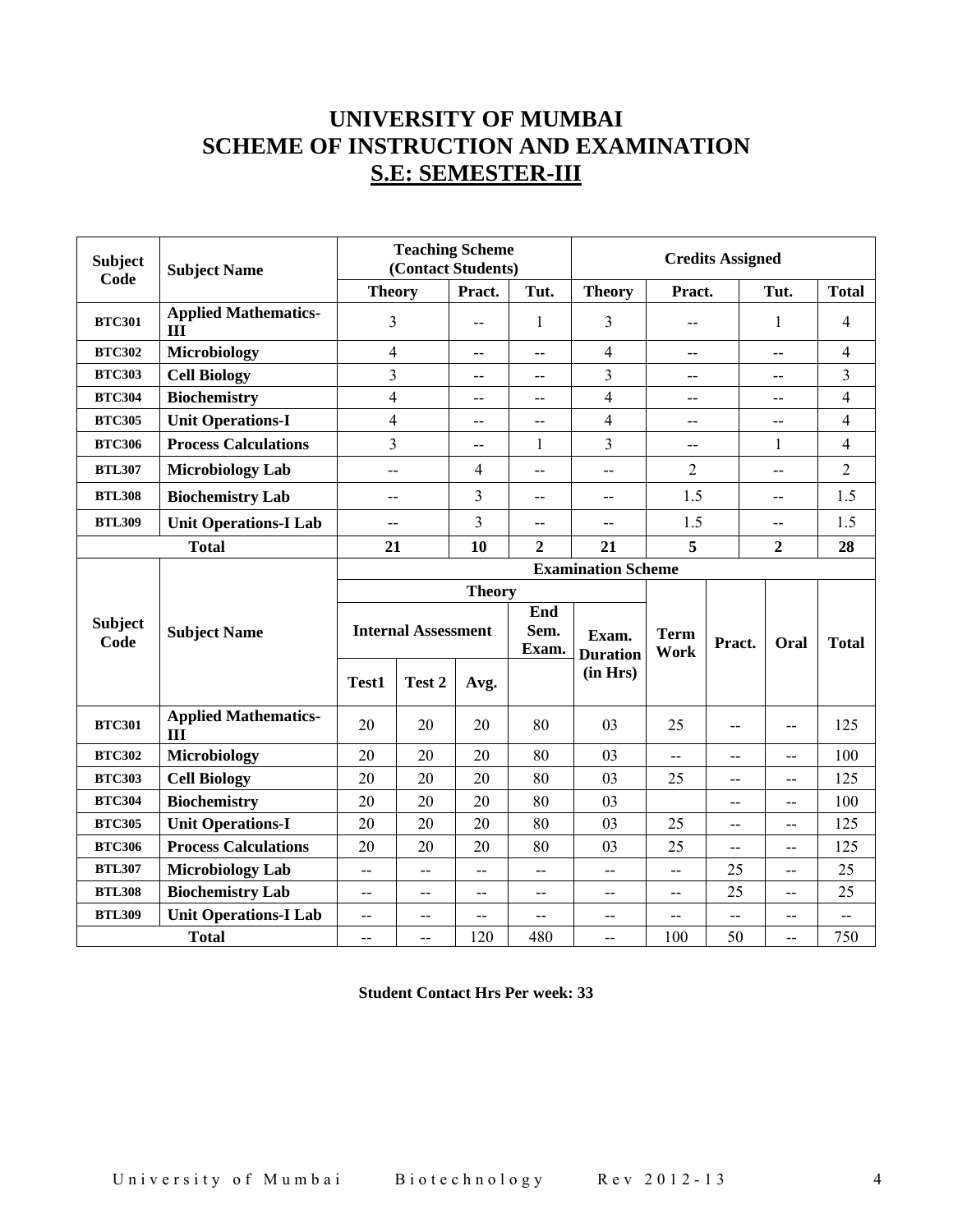# UNIVERSITY OF MUMBAI
# SCHEME OF INSTRUCTION AND EXAMINATION
## S.E: SEMESTER-III

| Subject Code | Subject Name | Teaching Scheme (Contact Students) | | | Credits Assigned | | | |
|---|---|---|---|---|---|---|---|---|
| | | Theory | Pract. | Tut. | Theory | Pract. | Tut. | Total |
| BTC301 | Applied Mathematics-III | 3 | -- | 1 | 3 | -- | 1 | 4 |
| BTC302 | Microbiology | 4 | -- | -- | 4 | -- | -- | 4 |
| BTC303 | Cell Biology | 3 | -- | -- | 3 | -- | -- | 3 |
| BTC304 | Biochemistry | 4 | -- | -- | 4 | -- | -- | 4 |
| BTC305 | Unit Operations-I | 4 | -- | -- | 4 | -- | -- | 4 |
| BTC306 | Process Calculations | 3 | -- | 1 | 3 | -- | 1 | 4 |
| BTL307 | Microbiology Lab | -- | 4 | -- | -- | 2 | -- | 2 |
| BTL308 | Biochemistry Lab | -- | 3 | -- | -- | 1.5 | -- | 1.5 |
| BTL309 | Unit Operations-I Lab | -- | 3 | -- | -- | 1.5 | -- | 1.5 |
| **Total** | | **21** | **10** | **2** | **21** | **5** | **2** | **28** |

| Subject Code | Subject Name | Examination Scheme | | | | | | | | |
|---|---|---|---|---|---|---|---|---|---|---|
| | | Theory | | | | | Term Work | Pract. | Oral | Total |
| | | Internal Assessment | | | End Sem. Exam. | Exam. Duration (in Hrs) | | | | |
| | | Test1 | Test 2 | Avg. | | | | | | |
| BTC301 | Applied Mathematics-III | 20 | 20 | 20 | 80 | 03 | 25 | -- | -- | 125 |
| BTC302 | Microbiology | 20 | 20 | 20 | 80 | 03 | -- | -- | -- | 100 |
| BTC303 | Cell Biology | 20 | 20 | 20 | 80 | 03 | 25 | -- | -- | 125 |
| BTC304 | Biochemistry | 20 | 20 | 20 | 80 | 03 | | -- | -- | 100 |
| BTC305 | Unit Operations-I | 20 | 20 | 20 | 80 | 03 | 25 | -- | -- | 125 |
| BTC306 | Process Calculations | 20 | 20 | 20 | 80 | 03 | 25 | -- | -- | 125 |
| BTL307 | Microbiology Lab | -- | -- | -- | -- | -- | -- | 25 | -- | 25 |
| BTL308 | Biochemistry Lab | -- | -- | -- | -- | -- | -- | 25 | -- | 25 |
| BTL309 | Unit Operations-I Lab | -- | -- | -- | -- | -- | -- | -- | -- | -- |
| **Total** | | -- | -- | 120 | 480 | -- | 100 | 50 | -- | 750 |

**Student Contact Hrs Per week: 33**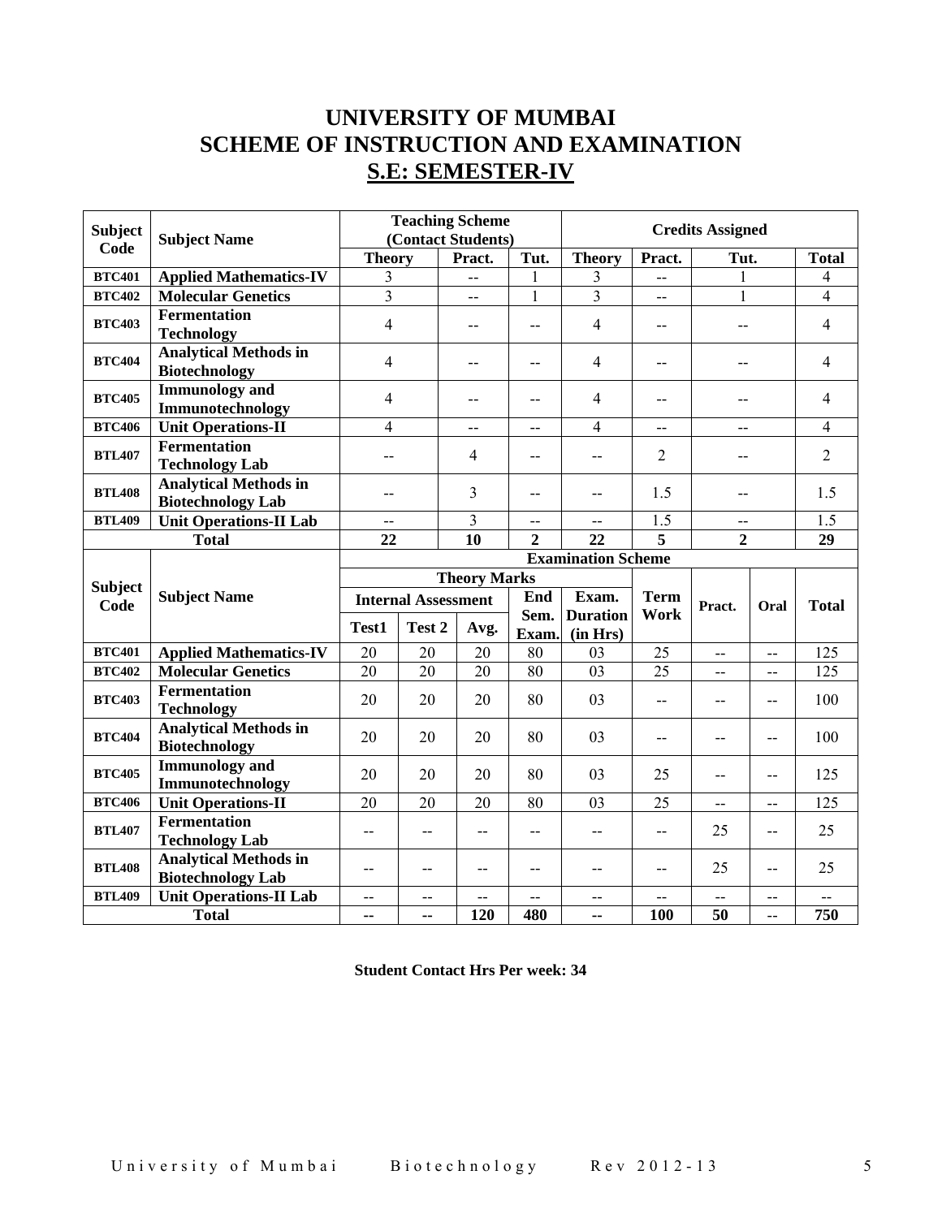# UNIVERSITY OF MUMBAI
# SCHEME OF INSTRUCTION AND EXAMINATION
## S.E: SEMESTER-IV

| Subject Code | Subject Name | Teaching Scheme (Contact Students) | | | Credits Assigned | | | |
|---|---|---|---|---|---|---|---|---|
| | | Theory | Pract. | Tut. | Theory | Pract. | Tut. | Total |
| BTC401 | Applied Mathematics-IV | 3 | -- | 1 | 3 | -- | 1 | 4 |
| BTC402 | Molecular Genetics | 3 | -- | 1 | 3 | -- | 1 | 4 |
| BTC403 | Fermentation Technology | 4 | -- | -- | 4 | -- | -- | 4 |
| BTC404 | Analytical Methods in Biotechnology | 4 | -- | -- | 4 | -- | -- | 4 |
| BTC405 | Immunology and Immunotechnology | 4 | -- | -- | 4 | -- | -- | 4 |
| BTC406 | Unit Operations-II | 4 | -- | -- | 4 | -- | -- | 4 |
| BTL407 | Fermentation Technology Lab | -- | 4 | -- | -- | 2 | -- | 2 |
| BTL408 | Analytical Methods in Biotechnology Lab | -- | 3 | -- | -- | 1.5 | -- | 1.5 |
| BTL409 | Unit Operations-II Lab | -- | 3 | -- | -- | 1.5 | -- | 1.5 |
| **Total** | | **22** | **10** | **2** | **22** | **5** | **2** | **29** |

| Subject Code | Subject Name | Examination Scheme | | | | | | | | |
|---|---|---|---|---|---|---|---|---|---|---|
| | | Theory Marks | | | | | Term Work | Pract. | Oral | Total |
| | | Internal Assessment | | | End Sem. Exam. | Exam. Duration (in Hrs) | | | | |
| | | Test1 | Test 2 | Avg. | | | | | | |
| BTC401 | Applied Mathematics-IV | 20 | 20 | 20 | 80 | 03 | 25 | -- | -- | 125 |
| BTC402 | Molecular Genetics | 20 | 20 | 20 | 80 | 03 | 25 | -- | -- | 125 |
| BTC403 | Fermentation Technology | 20 | 20 | 20 | 80 | 03 | -- | -- | -- | 100 |
| BTC404 | Analytical Methods in Biotechnology | 20 | 20 | 20 | 80 | 03 | -- | -- | -- | 100 |
| BTC405 | Immunology and Immunotechnology | 20 | 20 | 20 | 80 | 03 | 25 | -- | -- | 125 |
| BTC406 | Unit Operations-II | 20 | 20 | 20 | 80 | 03 | 25 | -- | -- | 125 |
| BTL407 | Fermentation Technology Lab | -- | -- | -- | -- | -- | -- | 25 | -- | 25 |
| BTL408 | Analytical Methods in Biotechnology Lab | -- | -- | -- | -- | -- | -- | 25 | -- | 25 |
| BTL409 | Unit Operations-II Lab | -- | -- | -- | -- | -- | -- | -- | -- | -- |
| **Total** | | **--** | **--** | **120** | **480** | **--** | **100** | **50** | **--** | **750** |

**Student Contact Hrs Per week: 34**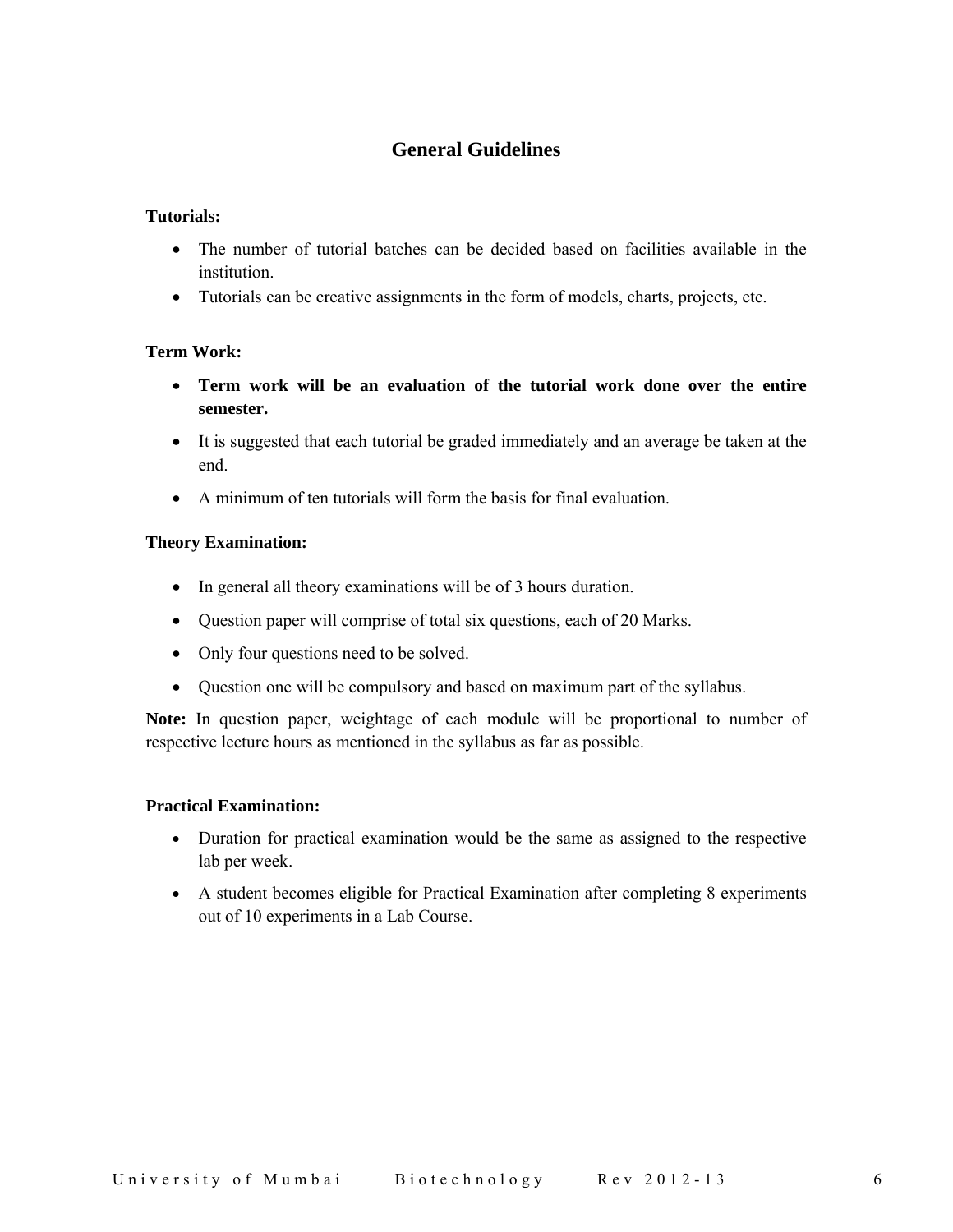## General Guidelines

**Tutorials:**

- The number of tutorial batches can be decided based on facilities available in the institution.
- Tutorials can be creative assignments in the form of models, charts, projects, etc.

**Term Work:**

- **Term work will be an evaluation of the tutorial work done over the entire semester.**
- It is suggested that each tutorial be graded immediately and an average be taken at the end.
- A minimum of ten tutorials will form the basis for final evaluation.

**Theory Examination:**

- In general all theory examinations will be of 3 hours duration.
- Question paper will comprise of total six questions, each of 20 Marks.
- Only four questions need to be solved.
- Question one will be compulsory and based on maximum part of the syllabus.

**Note:** In question paper, weightage of each module will be proportional to number of respective lecture hours as mentioned in the syllabus as far as possible.

**Practical Examination:**

- Duration for practical examination would be the same as assigned to the respective lab per week.
- A student becomes eligible for Practical Examination after completing 8 experiments out of 10 experiments in a Lab Course.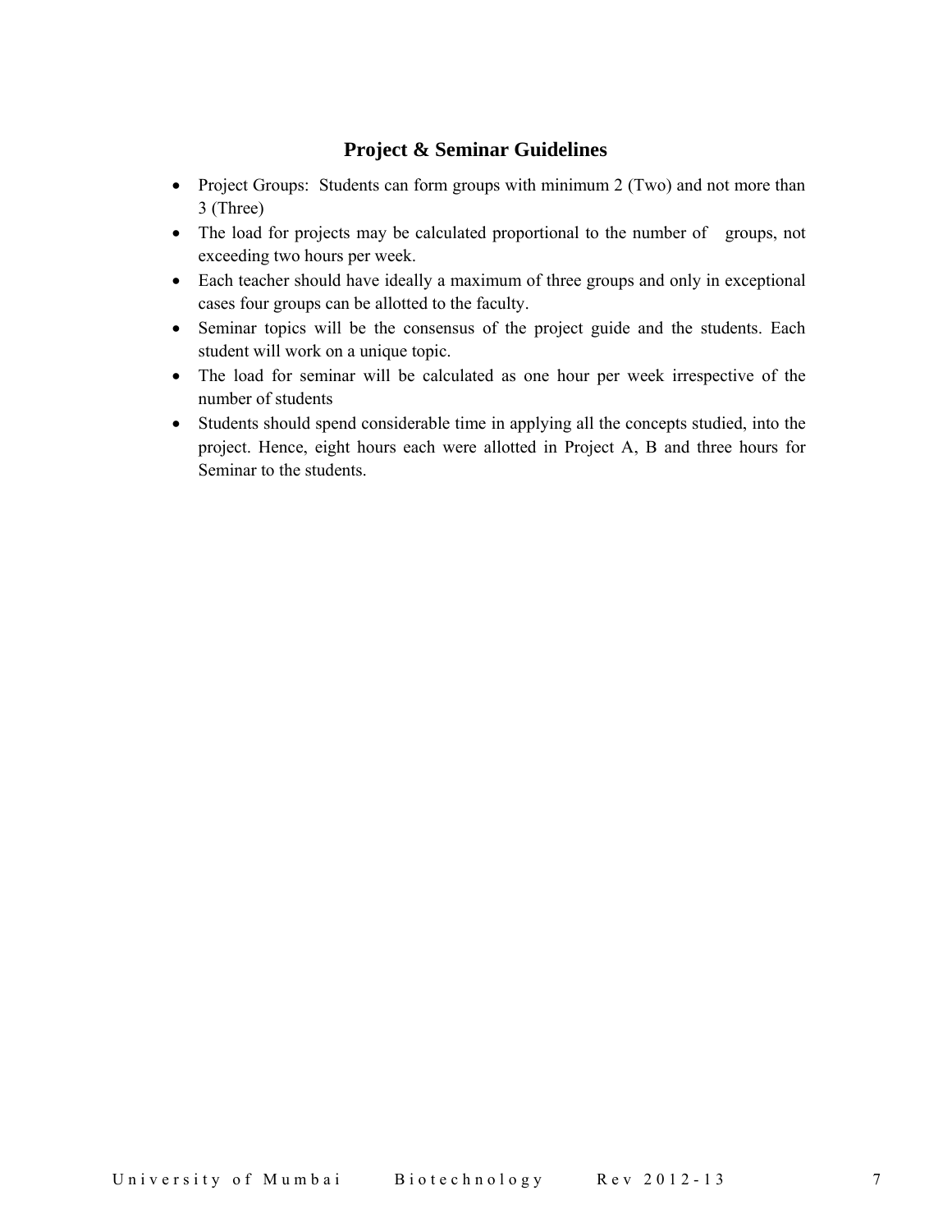## Project & Seminar Guidelines

- Project Groups: Students can form groups with minimum 2 (Two) and not more than 3 (Three)
- The load for projects may be calculated proportional to the number of groups, not exceeding two hours per week.
- Each teacher should have ideally a maximum of three groups and only in exceptional cases four groups can be allotted to the faculty.
- Seminar topics will be the consensus of the project guide and the students. Each student will work on a unique topic.
- The load for seminar will be calculated as one hour per week irrespective of the number of students
- Students should spend considerable time in applying all the concepts studied, into the project. Hence, eight hours each were allotted in Project A, B and three hours for Seminar to the students.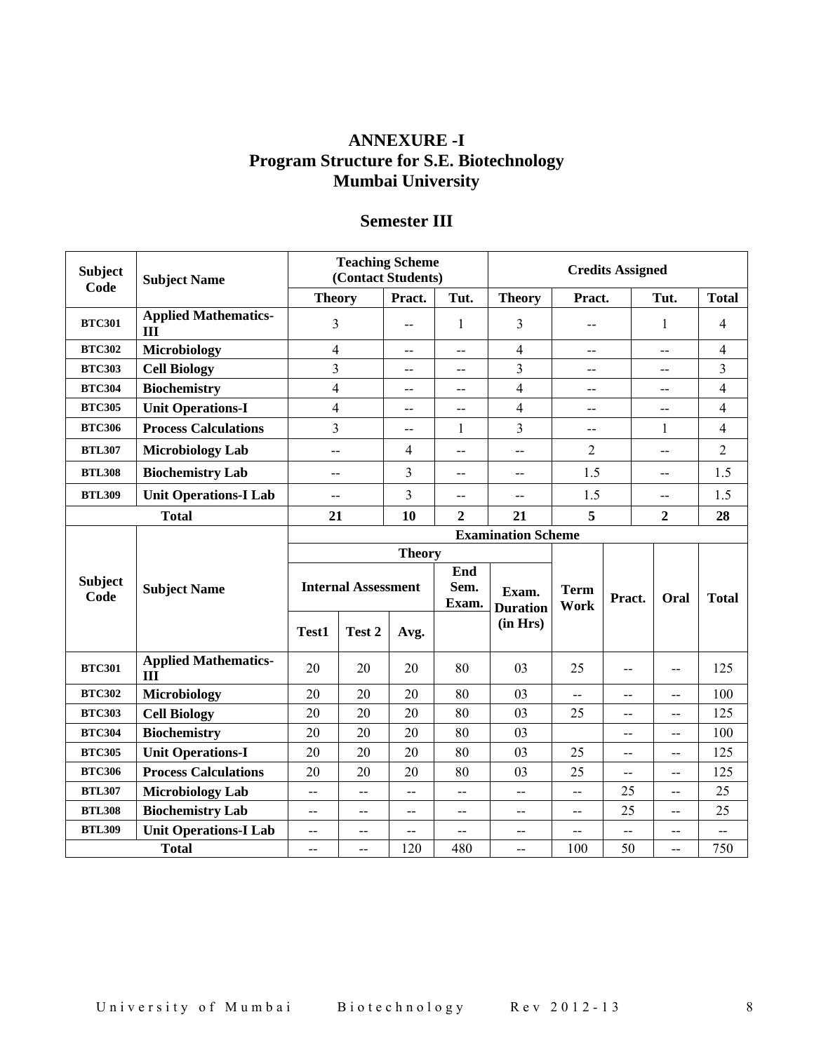# ANNEXURE -I
## Program Structure for S.E. Biotechnology
## Mumbai University

### Semester III

| Subject Code | Subject Name | Teaching Scheme (Contact Students) | | | Credits Assigned | | | |
|---|---|---|---|---|---|---|---|---|
| | | Theory | Pract. | Tut. | Theory | Pract. | Tut. | Total |
| BTC301 | Applied Mathematics-III | 3 | -- | 1 | 3 | -- | 1 | 4 |
| BTC302 | Microbiology | 4 | -- | -- | 4 | -- | -- | 4 |
| BTC303 | Cell Biology | 3 | -- | -- | 3 | -- | -- | 3 |
| BTC304 | Biochemistry | 4 | -- | -- | 4 | -- | -- | 4 |
| BTC305 | Unit Operations-I | 4 | -- | -- | 4 | -- | -- | 4 |
| BTC306 | Process Calculations | 3 | -- | 1 | 3 | -- | 1 | 4 |
| BTL307 | Microbiology Lab | -- | 4 | -- | -- | 2 | -- | 2 |
| BTL308 | Biochemistry Lab | -- | 3 | -- | -- | 1.5 | -- | 1.5 |
| BTL309 | Unit Operations-I Lab | -- | 3 | -- | -- | 1.5 | -- | 1.5 |
| Total | | 21 | 10 | 2 | 21 | 5 | 2 | 28 |

| Subject Code | Subject Name | Examination Scheme | | | | | | | | |
|---|---|---|---|---|---|---|---|---|---|---|
| | | Theory | | | | | | | | |
| | | Internal Assessment | | | End Sem. Exam. | Exam. Duration (in Hrs) | Term Work | Pract. | Oral | Total |
| | | Test1 | Test 2 | Avg. | | | | | | |
| BTC301 | Applied Mathematics-III | 20 | 20 | 20 | 80 | 03 | 25 | -- | -- | 125 |
| BTC302 | Microbiology | 20 | 20 | 20 | 80 | 03 | -- | -- | -- | 100 |
| BTC303 | Cell Biology | 20 | 20 | 20 | 80 | 03 | 25 | -- | -- | 125 |
| BTC304 | Biochemistry | 20 | 20 | 20 | 80 | 03 | | -- | -- | 100 |
| BTC305 | Unit Operations-I | 20 | 20 | 20 | 80 | 03 | 25 | -- | -- | 125 |
| BTC306 | Process Calculations | 20 | 20 | 20 | 80 | 03 | 25 | -- | -- | 125 |
| BTL307 | Microbiology Lab | -- | -- | -- | -- | -- | -- | 25 | -- | 25 |
| BTL308 | Biochemistry Lab | -- | -- | -- | -- | -- | -- | 25 | -- | 25 |
| BTL309 | Unit Operations-I Lab | -- | -- | -- | -- | -- | -- | -- | -- | -- |
| Total | | -- | -- | 120 | 480 | -- | 100 | 50 | -- | 750 |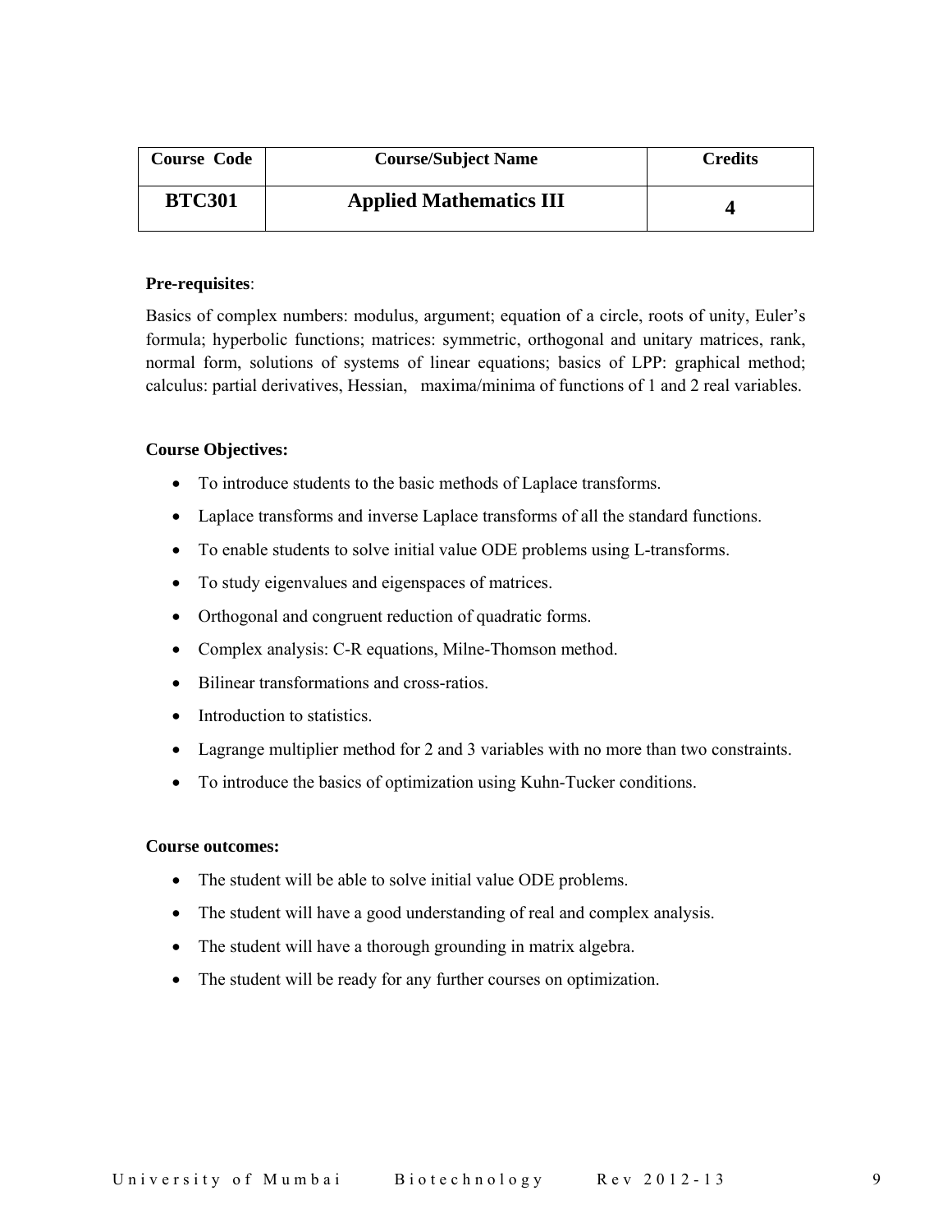| Course Code | Course/Subject Name | Credits |
|---|---|---|
| **BTC301** | **Applied Mathematics III** | **4** |

**Pre-requisites**:

Basics of complex numbers: modulus, argument; equation of a circle, roots of unity, Euler's formula; hyperbolic functions; matrices: symmetric, orthogonal and unitary matrices, rank, normal form, solutions of systems of linear equations; basics of LPP: graphical method; calculus: partial derivatives, Hessian, maxima/minima of functions of 1 and 2 real variables.

**Course Objectives:**

- To introduce students to the basic methods of Laplace transforms.
- Laplace transforms and inverse Laplace transforms of all the standard functions.
- To enable students to solve initial value ODE problems using L-transforms.
- To study eigenvalues and eigenspaces of matrices.
- Orthogonal and congruent reduction of quadratic forms.
- Complex analysis: C-R equations, Milne-Thomson method.
- Bilinear transformations and cross-ratios.
- Introduction to statistics.
- Lagrange multiplier method for 2 and 3 variables with no more than two constraints.
- To introduce the basics of optimization using Kuhn-Tucker conditions.

**Course outcomes:**

- The student will be able to solve initial value ODE problems.
- The student will have a good understanding of real and complex analysis.
- The student will have a thorough grounding in matrix algebra.
- The student will be ready for any further courses on optimization.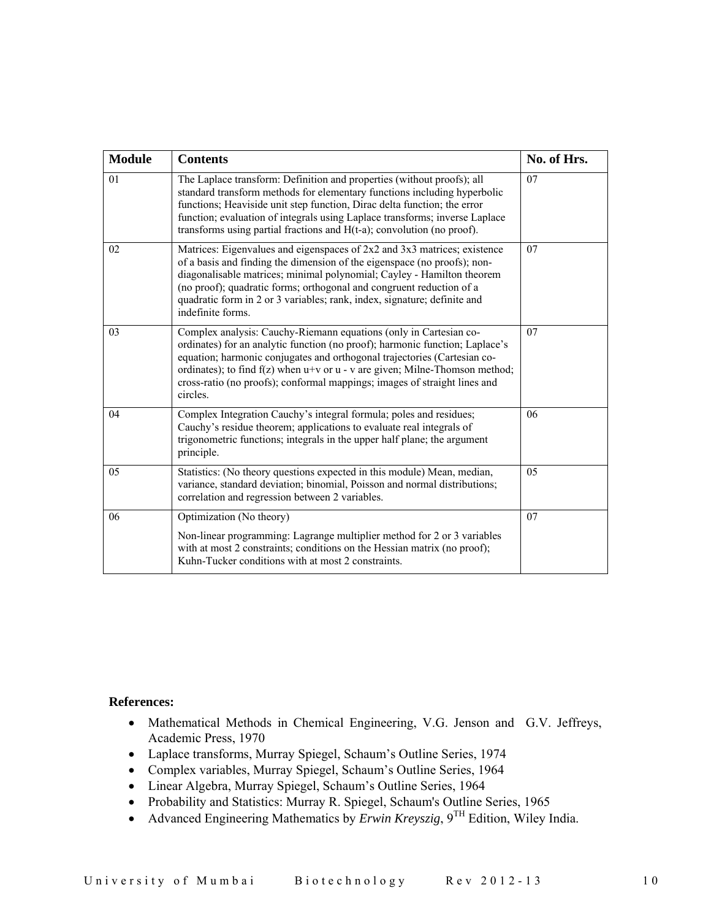| Module | Contents | No. of Hrs. |
| --- | --- | --- |
| 01 | The Laplace transform: Definition and properties (without proofs); all standard transform methods for elementary functions including hyperbolic functions; Heaviside unit step function, Dirac delta function; the error function; evaluation of integrals using Laplace transforms; inverse Laplace transforms using partial fractions and H(t-a); convolution (no proof). | 07 |
| 02 | Matrices: Eigenvalues and eigenspaces of 2x2 and 3x3 matrices; existence of a basis and finding the dimension of the eigenspace (no proofs); non-diagonalisable matrices; minimal polynomial; Cayley - Hamilton theorem (no proof); quadratic forms; orthogonal and congruent reduction of a quadratic form in 2 or 3 variables; rank, index, signature; definite and indefinite forms. | 07 |
| 03 | Complex analysis: Cauchy-Riemann equations (only in Cartesian co-ordinates) for an analytic function (no proof); harmonic function; Laplace's equation; harmonic conjugates and orthogonal trajectories (Cartesian co-ordinates); to find f(z) when u+v or u - v are given; Milne-Thomson method; cross-ratio (no proofs); conformal mappings; images of straight lines and circles. | 07 |
| 04 | Complex Integration Cauchy's integral formula; poles and residues; Cauchy's residue theorem; applications to evaluate real integrals of trigonometric functions; integrals in the upper half plane; the argument principle. | 06 |
| 05 | Statistics: (No theory questions expected in this module) Mean, median, variance, standard deviation; binomial, Poisson and normal distributions; correlation and regression between 2 variables. | 05 |
| 06 | Optimization (No theory)<br><br>Non-linear programming: Lagrange multiplier method for 2 or 3 variables with at most 2 constraints; conditions on the Hessian matrix (no proof); Kuhn-Tucker conditions with at most 2 constraints. | 07 |

**References:**

- Mathematical Methods in Chemical Engineering, V.G. Jenson and G.V. Jeffreys, Academic Press, 1970
- Laplace transforms, Murray Spiegel, Schaum's Outline Series, 1974
- Complex variables, Murray Spiegel, Schaum's Outline Series, 1964
- Linear Algebra, Murray Spiegel, Schaum's Outline Series, 1964
- Probability and Statistics: Murray R. Spiegel, Schaum's Outline Series, 1965
- Advanced Engineering Mathematics by *Erwin Kreyszig*, 9TH Edition, Wiley India.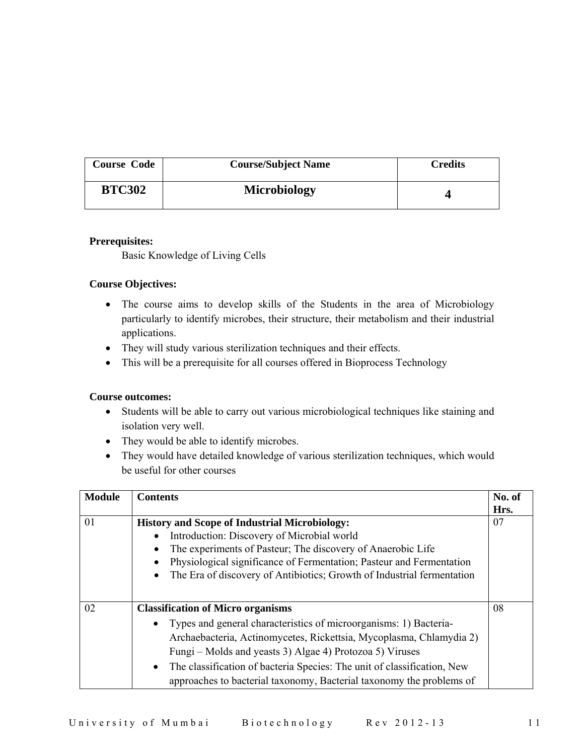| Course Code | Course/Subject Name | Credits |
| --- | --- | --- |
| **BTC302** | **Microbiology** | **4** |

**Prerequisites:**

Basic Knowledge of Living Cells

**Course Objectives:**

- The course aims to develop skills of the Students in the area of Microbiology particularly to identify microbes, their structure, their metabolism and their industrial applications.
- They will study various sterilization techniques and their effects.
- This will be a prerequisite for all courses offered in Bioprocess Technology

**Course outcomes:**

- Students will be able to carry out various microbiological techniques like staining and isolation very well.
- They would be able to identify microbes.
- They would have detailed knowledge of various sterilization techniques, which would be useful for other courses

| Module | Contents | No. of Hrs. |
| --- | --- | --- |
| 01 | **History and Scope of Industrial Microbiology:** <br> • Introduction: Discovery of Microbial world <br> • The experiments of Pasteur; The discovery of Anaerobic Life <br> • Physiological significance of Fermentation; Pasteur and Fermentation <br> • The Era of discovery of Antibiotics; Growth of Industrial fermentation | 07 |
| 02 | **Classification of Micro organisms** <br> • Types and general characteristics of microorganisms: 1) Bacteria- Archaebacteria, Actinomycetes, Rickettsia, Mycoplasma, Chlamydia 2) Fungi – Molds and yeasts 3) Algae 4) Protozoa 5) Viruses <br> • The classification of bacteria Species: The unit of classification, New approaches to bacterial taxonomy, Bacterial taxonomy the problems of | 08 |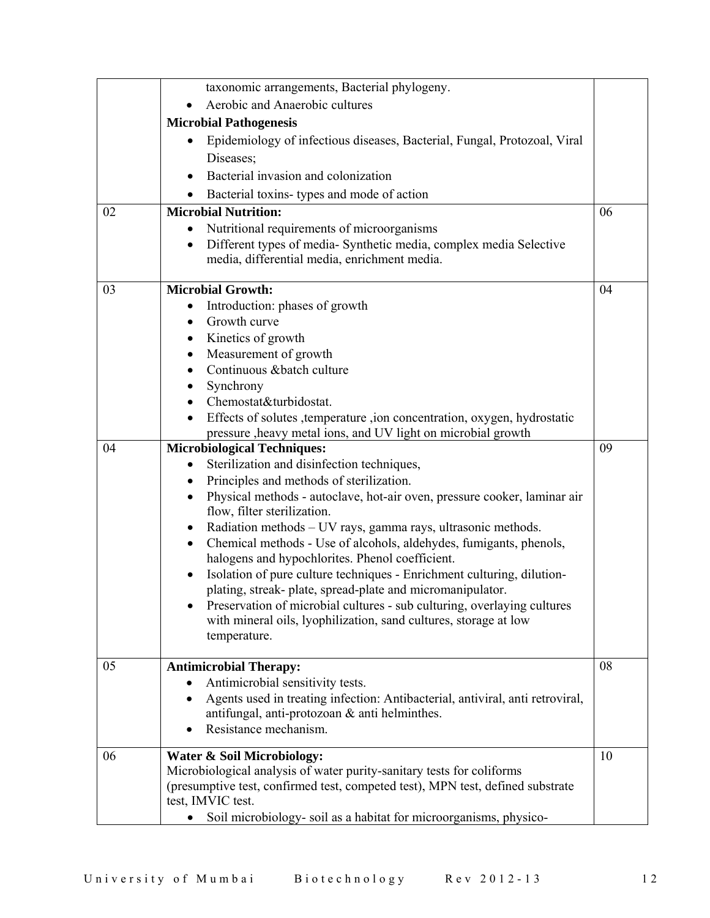| | | |
|---|---|---|
| | taxonomic arrangements, Bacterial phylogeny.<br>• Aerobic and Anaerobic cultures<br>**Microbial Pathogenesis**<br>• Epidemiology of infectious diseases, Bacterial, Fungal, Protozoal, Viral Diseases;<br>• Bacterial invasion and colonization<br>• Bacterial toxins- types and mode of action | |
| 02 | **Microbial Nutrition:**<br>• Nutritional requirements of microorganisms<br>• Different types of media- Synthetic media, complex media Selective media, differential media, enrichment media. | 06 |
| 03 | **Microbial Growth:**<br>• Introduction: phases of growth<br>• Growth curve<br>• Kinetics of growth<br>• Measurement of growth<br>• Continuous &batch culture<br>• Synchrony<br>• Chemostat&turbidostat.<br>• Effects of solutes ,temperature ,ion concentration, oxygen, hydrostatic pressure ,heavy metal ions, and UV light on microbial growth | 04 |
| 04 | **Microbiological Techniques:**<br>• Sterilization and disinfection techniques,<br>• Principles and methods of sterilization.<br>• Physical methods - autoclave, hot-air oven, pressure cooker, laminar air flow, filter sterilization.<br>• Radiation methods – UV rays, gamma rays, ultrasonic methods.<br>• Chemical methods - Use of alcohols, aldehydes, fumigants, phenols, halogens and hypochlorites. Phenol coefficient.<br>• Isolation of pure culture techniques - Enrichment culturing, dilution-plating, streak- plate, spread-plate and micromanipulator.<br>• Preservation of microbial cultures - sub culturing, overlaying cultures with mineral oils, lyophilization, sand cultures, storage at low temperature. | 09 |
| 05 | **Antimicrobial Therapy:**<br>• Antimicrobial sensitivity tests.<br>• Agents used in treating infection: Antibacterial, antiviral, anti retroviral, antifungal, anti-protozoan & anti helminthes.<br>• Resistance mechanism. | 08 |
| 06 | **Water & Soil Microbiology:**<br>Microbiological analysis of water purity-sanitary tests for coliforms (presumptive test, confirmed test, competed test), MPN test, defined substrate test, IMVIC test.<br>• Soil microbiology- soil as a habitat for microorganisms, physico- | 10 |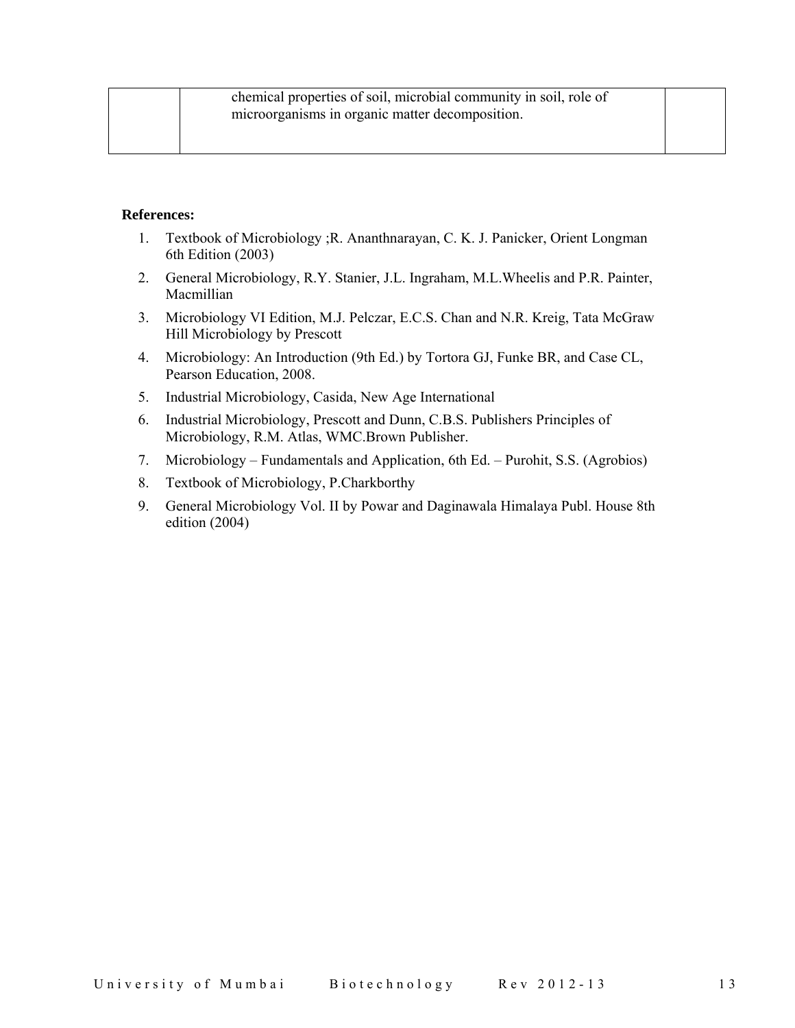| | | |
|---|---|---|
| | chemical properties of soil, microbial community in soil, role of microorganisms in organic matter decomposition. | |

**References:**

1. Textbook of Microbiology ;R. Ananthnarayan, C. K. J. Panicker, Orient Longman 6th Edition (2003)
2. General Microbiology, R.Y. Stanier, J.L. Ingraham, M.L.Wheelis and P.R. Painter, Macmillian
3. Microbiology VI Edition, M.J. Pelczar, E.C.S. Chan and N.R. Kreig, Tata McGraw Hill Microbiology by Prescott
4. Microbiology: An Introduction (9th Ed.) by Tortora GJ, Funke BR, and Case CL, Pearson Education, 2008.
5. Industrial Microbiology, Casida, New Age International
6. Industrial Microbiology, Prescott and Dunn, C.B.S. Publishers Principles of Microbiology, R.M. Atlas, WMC.Brown Publisher.
7. Microbiology – Fundamentals and Application, 6th Ed. – Purohit, S.S. (Agrobios)
8. Textbook of Microbiology, P.Charkborthy
9. General Microbiology Vol. II by Powar and Daginawala Himalaya Publ. House 8th edition (2004)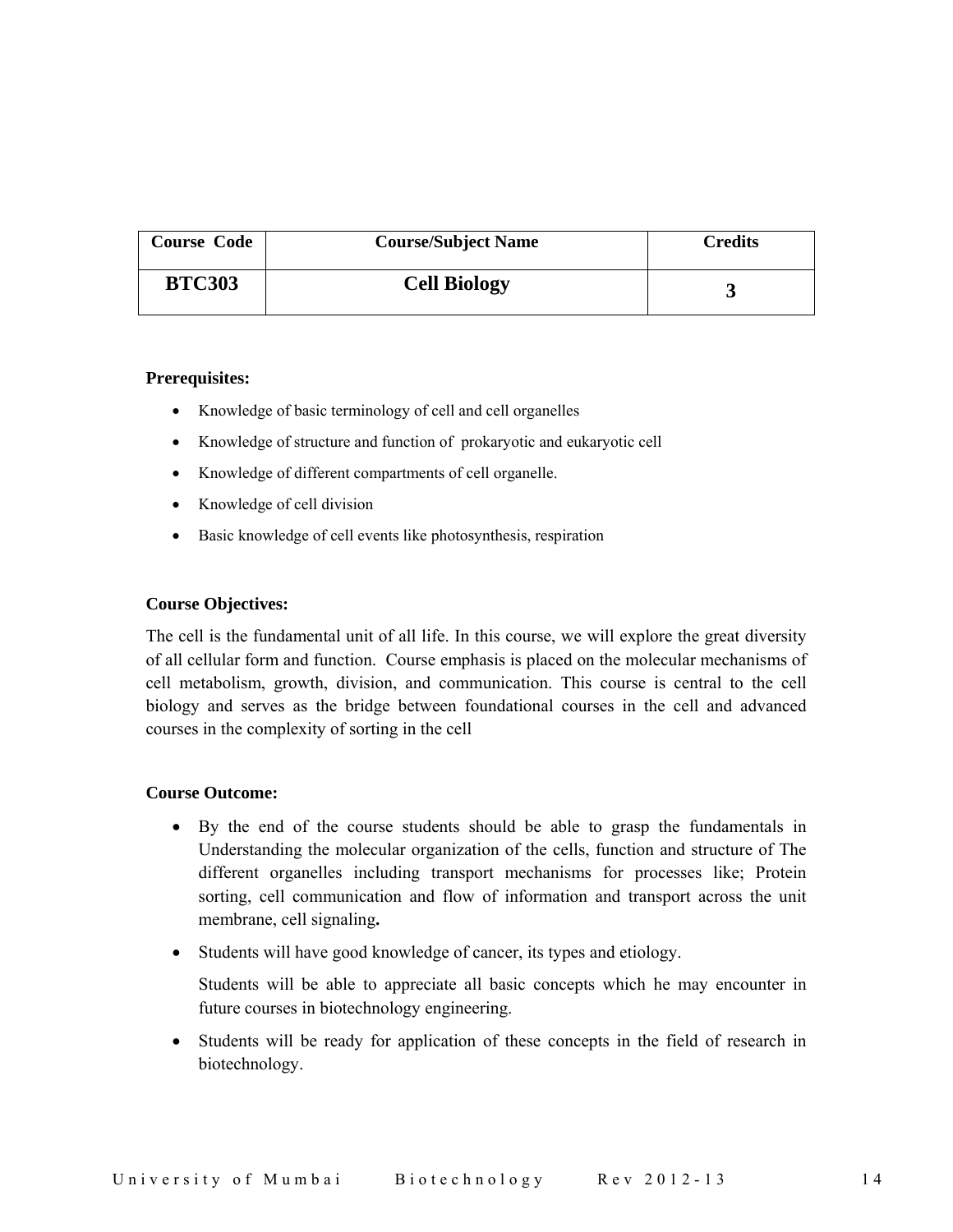| Course Code | Course/Subject Name | Credits |
|---|---|---|
| **BTC303** | **Cell Biology** | **3** |

**Prerequisites:**

- Knowledge of basic terminology of cell and cell organelles
- Knowledge of structure and function of prokaryotic and eukaryotic cell
- Knowledge of different compartments of cell organelle.
- Knowledge of cell division
- Basic knowledge of cell events like photosynthesis, respiration

**Course Objectives:**

The cell is the fundamental unit of all life. In this course, we will explore the great diversity of all cellular form and function. Course emphasis is placed on the molecular mechanisms of cell metabolism, growth, division, and communication. This course is central to the cell biology and serves as the bridge between foundational courses in the cell and advanced courses in the complexity of sorting in the cell

**Course Outcome:**

- By the end of the course students should be able to grasp the fundamentals in Understanding the molecular organization of the cells, function and structure of The different organelles including transport mechanisms for processes like; Protein sorting, cell communication and flow of information and transport across the unit membrane, cell signaling**.**
- Students will have good knowledge of cancer, its types and etiology.

  Students will be able to appreciate all basic concepts which he may encounter in future courses in biotechnology engineering.
- Students will be ready for application of these concepts in the field of research in biotechnology.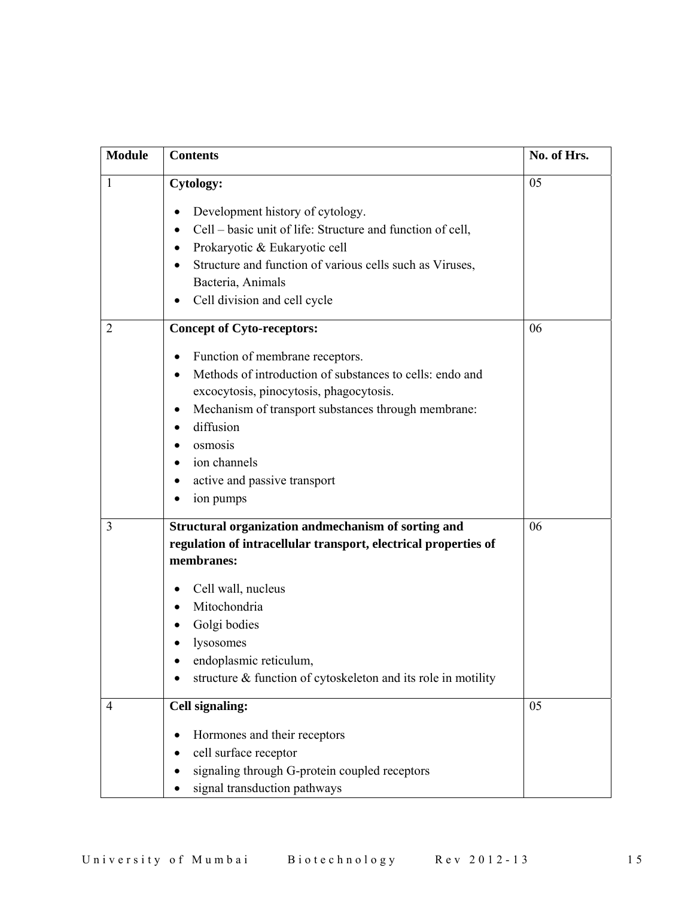| Module | Contents | No. of Hrs. |
|---|---|---|
| 1 | **Cytology:**<br>• Development history of cytology.<br>• Cell – basic unit of life: Structure and function of cell,<br>• Prokaryotic & Eukaryotic cell<br>• Structure and function of various cells such as Viruses, Bacteria, Animals<br>• Cell division and cell cycle | 05 |
| 2 | **Concept of Cyto-receptors:**<br>• Function of membrane receptors.<br>• Methods of introduction of substances to cells: endo and excocytosis, pinocytosis, phagocytosis.<br>• Mechanism of transport substances through membrane:<br>• diffusion<br>• osmosis<br>• ion channels<br>• active and passive transport<br>• ion pumps | 06 |
| 3 | **Structural organization andmechanism of sorting and regulation of intracellular transport, electrical properties of membranes:**<br>• Cell wall, nucleus<br>• Mitochondria<br>• Golgi bodies<br>• lysosomes<br>• endoplasmic reticulum,<br>• structure & function of cytoskeleton and its role in motility | 06 |
| 4 | **Cell signaling:**<br>• Hormones and their receptors<br>• cell surface receptor<br>• signaling through G-protein coupled receptors<br>• signal transduction pathways | 05 |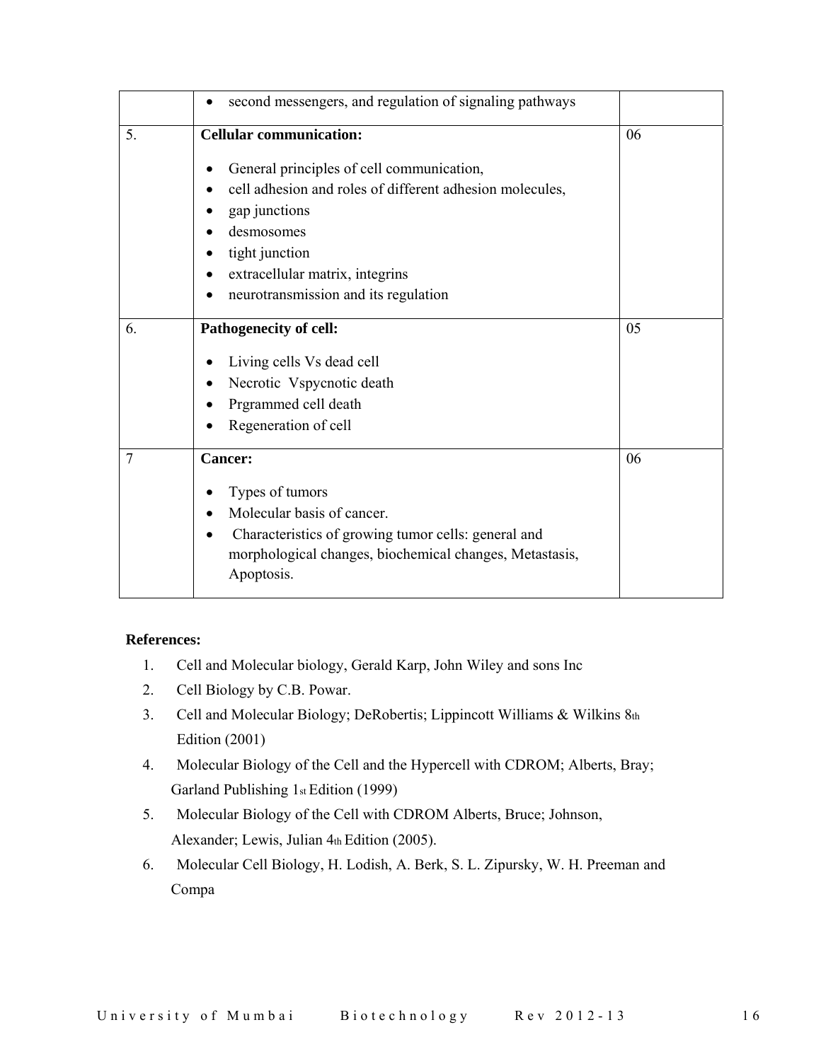| | | |
|---|---|---|
| | • second messengers, and regulation of signaling pathways | |
| 5. | **Cellular communication:**<br><br>• General principles of cell communication,<br>• cell adhesion and roles of different adhesion molecules,<br>• gap junctions<br>• desmosomes<br>• tight junction<br>• extracellular matrix, integrins<br>• neurotransmission and its regulation | 06 |
| 6. | **Pathogenecity of cell:**<br><br>• Living cells Vs dead cell<br>• Necrotic Vspycnotic death<br>• Prgrammed cell death<br>• Regeneration of cell | 05 |
| 7 | **Cancer:**<br><br>• Types of tumors<br>• Molecular basis of cancer.<br>• Characteristics of growing tumor cells: general and morphological changes, biochemical changes, Metastasis, Apoptosis. | 06 |

**References:**

1. Cell and Molecular biology, Gerald Karp, John Wiley and sons Inc
2. Cell Biology by C.B. Powar.
3. Cell and Molecular Biology; DeRobertis; Lippincott Williams & Wilkins 8th Edition (2001)
4. Molecular Biology of the Cell and the Hypercell with CDROM; Alberts, Bray; Garland Publishing 1st Edition (1999)
5. Molecular Biology of the Cell with CDROM Alberts, Bruce; Johnson, Alexander; Lewis, Julian 4th Edition (2005).
6. Molecular Cell Biology, H. Lodish, A. Berk, S. L. Zipursky, W. H. Preeman and Compa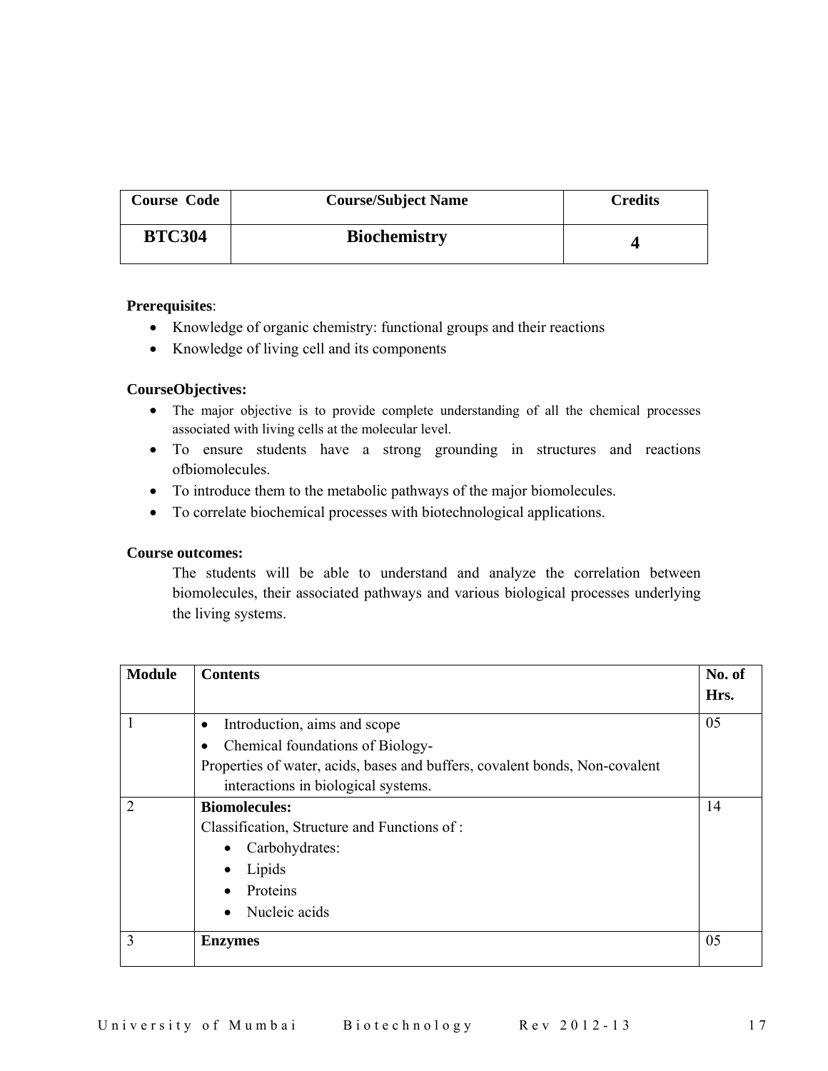| Course Code | Course/Subject Name | Credits |
|---|---|---|
| BTC304 | Biochemistry | 4 |

**Prerequisites**:

- Knowledge of organic chemistry: functional groups and their reactions
- Knowledge of living cell and its components

**CourseObjectives:**

- The major objective is to provide complete understanding of all the chemical processes associated with living cells at the molecular level.
- To ensure students have a strong grounding in structures and reactions ofbiomolecules.
- To introduce them to the metabolic pathways of the major biomolecules.
- To correlate biochemical processes with biotechnological applications.

**Course outcomes:**

The students will be able to understand and analyze the correlation between biomolecules, their associated pathways and various biological processes underlying the living systems.

| Module | Contents | No. of Hrs. |
|---|---|---|
| 1 | • Introduction, aims and scope<br>• Chemical foundations of Biology-<br>Properties of water, acids, bases and buffers, covalent bonds, Non-covalent interactions in biological systems. | 05 |
| 2 | **Biomolecules:**<br>Classification, Structure and Functions of :<br>• Carbohydrates:<br>• Lipids<br>• Proteins<br>• Nucleic acids | 14 |
| 3 | **Enzymes** | 05 |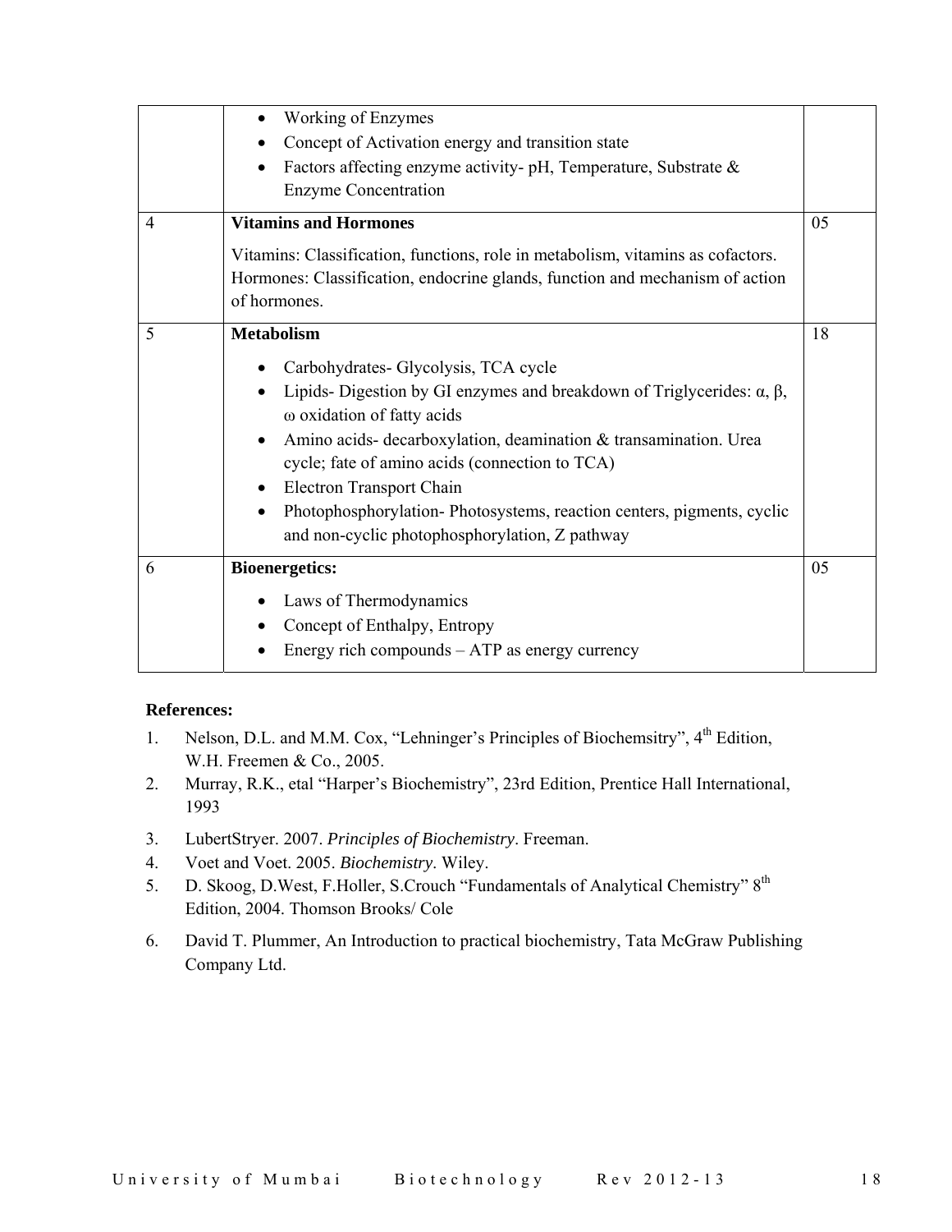| | | |
|---|---|---|
| | • Working of Enzymes<br>• Concept of Activation energy and transition state<br>• Factors affecting enzyme activity- pH, Temperature, Substrate & Enzyme Concentration | |
| 4 | **Vitamins and Hormones**<br><br>Vitamins: Classification, functions, role in metabolism, vitamins as cofactors. Hormones: Classification, endocrine glands, function and mechanism of action of hormones. | 05 |
| 5 | **Metabolism**<br><br>• Carbohydrates- Glycolysis, TCA cycle<br>• Lipids- Digestion by GI enzymes and breakdown of Triglycerides: α, β, ω oxidation of fatty acids<br>• Amino acids- decarboxylation, deamination & transamination. Urea cycle; fate of amino acids (connection to TCA)<br>• Electron Transport Chain<br>• Photophosphorylation- Photosystems, reaction centers, pigments, cyclic and non-cyclic photophosphorylation, Z pathway | 18 |
| 6 | **Bioenergetics:**<br><br>• Laws of Thermodynamics<br>• Concept of Enthalpy, Entropy<br>• Energy rich compounds – ATP as energy currency | 05 |

**References:**

1. Nelson, D.L. and M.M. Cox, "Lehninger's Principles of Biochemsitry", 4th Edition, W.H. Freemen & Co., 2005.
2. Murray, R.K., etal "Harper's Biochemistry", 23rd Edition, Prentice Hall International, 1993
3. LubertStryer. 2007. *Principles of Biochemistry*. Freeman.
4. Voet and Voet. 2005. *Biochemistry*. Wiley.
5. D. Skoog, D.West, F.Holler, S.Crouch "Fundamentals of Analytical Chemistry" 8th Edition, 2004. Thomson Brooks/ Cole
6. David T. Plummer, An Introduction to practical biochemistry, Tata McGraw Publishing Company Ltd.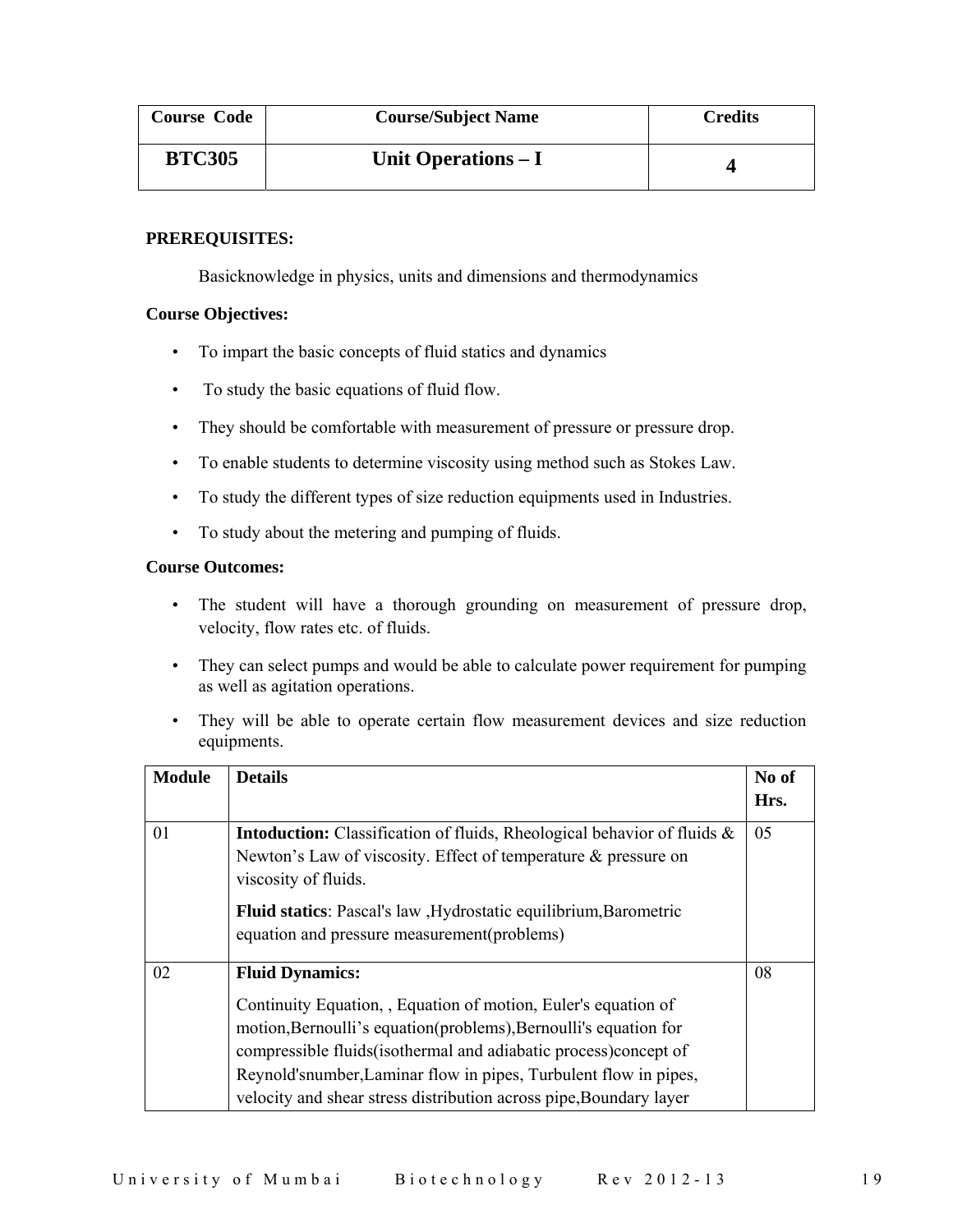| Course Code | Course/Subject Name | Credits |
|---|---|---|
| **BTC305** | **Unit Operations – I** | **4** |

**PREREQUISITES:**

Basicknowledge in physics, units and dimensions and thermodynamics

**Course Objectives:**

- To impart the basic concepts of fluid statics and dynamics
- To study the basic equations of fluid flow.
- They should be comfortable with measurement of pressure or pressure drop.
- To enable students to determine viscosity using method such as Stokes Law.
- To study the different types of size reduction equipments used in Industries.
- To study about the metering and pumping of fluids.

**Course Outcomes:**

- The student will have a thorough grounding on measurement of pressure drop, velocity, flow rates etc. of fluids.
- They can select pumps and would be able to calculate power requirement for pumping as well as agitation operations.
- They will be able to operate certain flow measurement devices and size reduction equipments.

| Module | Details | No of Hrs. |
|---|---|---|
| 01 | **Intoduction:** Classification of fluids, Rheological behavior of fluids & Newton's Law of viscosity. Effect of temperature & pressure on viscosity of fluids.<br><br>**Fluid statics**: Pascal's law ,Hydrostatic equilibrium,Barometric equation and pressure measurement(problems) | 05 |
| 02 | **Fluid Dynamics:**<br><br>Continuity Equation, , Equation of motion, Euler's equation of motion,Bernoulli's equation(problems),Bernoulli's equation for compressible fluids(isothermal and adiabatic process)concept of Reynold'snumber,Laminar flow in pipes, Turbulent flow in pipes, velocity and shear stress distribution across pipe,Boundary layer | 08 |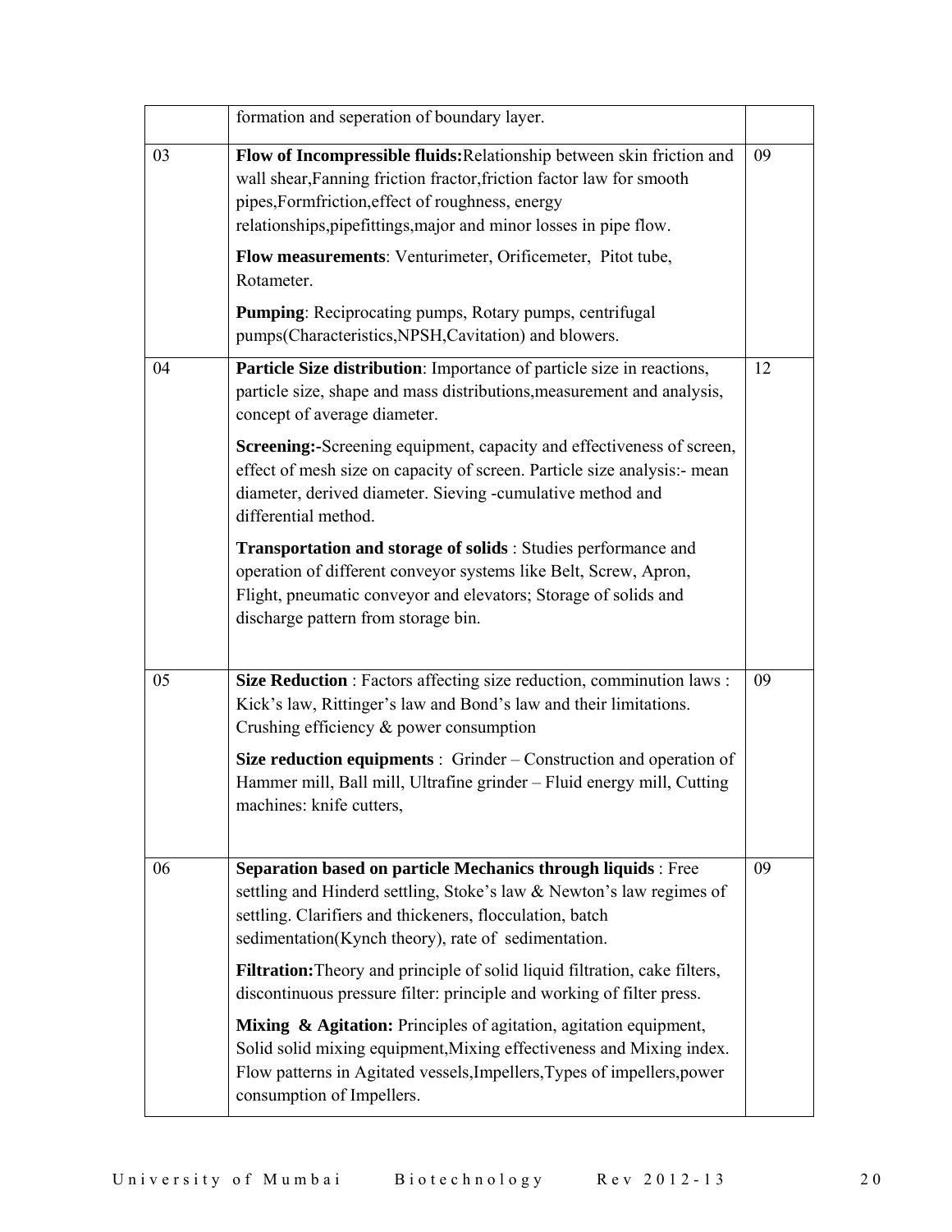| | | |
|---|---|---|
| | formation and seperation of boundary layer. | |
| 03 | **Flow of Incompressible fluids:**Relationship between skin friction and wall shear,Fanning friction fractor,friction factor law for smooth pipes,Formfriction,effect of roughness, energy relationships,pipefittings,major and minor losses in pipe flow.<br><br>**Flow measurements**: Venturimeter, Orificemeter, Pitot tube, Rotameter.<br><br>**Pumping**: Reciprocating pumps, Rotary pumps, centrifugal pumps(Characteristics,NPSH,Cavitation) and blowers. | 09 |
| 04 | **Particle Size distribution**: Importance of particle size in reactions, particle size, shape and mass distributions,measurement and analysis, concept of average diameter.<br><br>**Screening:**-Screening equipment, capacity and effectiveness of screen, effect of mesh size on capacity of screen. Particle size analysis:- mean diameter, derived diameter. Sieving -cumulative method and differential method.<br><br>**Transportation and storage of solids** : Studies performance and operation of different conveyor systems like Belt, Screw, Apron, Flight, pneumatic conveyor and elevators; Storage of solids and discharge pattern from storage bin. | 12 |
| 05 | **Size Reduction** : Factors affecting size reduction, comminution laws : Kick's law, Rittinger's law and Bond's law and their limitations. Crushing efficiency & power consumption<br><br>**Size reduction equipments** : Grinder – Construction and operation of Hammer mill, Ball mill, Ultrafine grinder – Fluid energy mill, Cutting machines: knife cutters, | 09 |
| 06 | **Separation based on particle Mechanics through liquids** : Free settling and Hinderd settling, Stoke's law & Newton's law regimes of settling. Clarifiers and thickeners, flocculation, batch sedimentation(Kynch theory), rate of sedimentation.<br><br>**Filtration:**Theory and principle of solid liquid filtration, cake filters, discontinuous pressure filter: principle and working of filter press.<br><br>**Mixing & Agitation:** Principles of agitation, agitation equipment, Solid solid mixing equipment,Mixing effectiveness and Mixing index. Flow patterns in Agitated vessels,Impellers,Types of impellers,power consumption of Impellers. | 09 |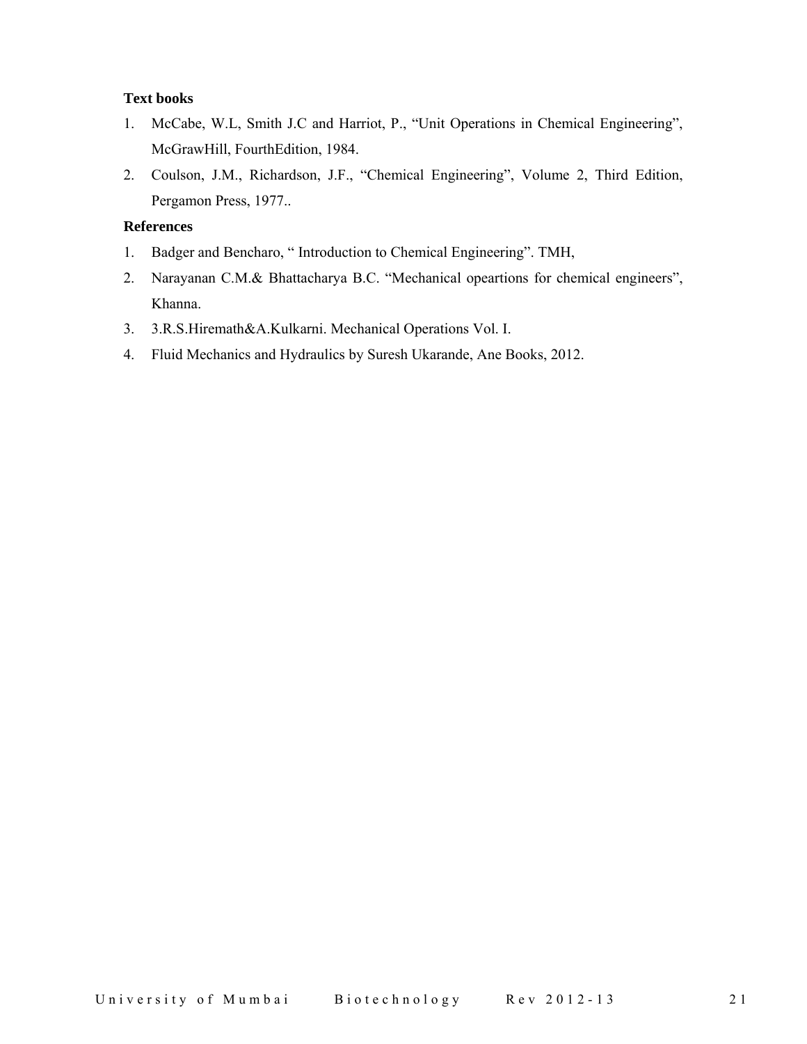**Text books**

1. McCabe, W.L, Smith J.C and Harriot, P., "Unit Operations in Chemical Engineering", McGrawHill, FourthEdition, 1984.
2. Coulson, J.M., Richardson, J.F., "Chemical Engineering", Volume 2, Third Edition, Pergamon Press, 1977..

**References**

1. Badger and Bencharo, " Introduction to Chemical Engineering". TMH,
2. Narayanan C.M.& Bhattacharya B.C. "Mechanical opeartions for chemical engineers", Khanna.
3. 3.R.S.Hiremath&A.Kulkarni. Mechanical Operations Vol. I.
4. Fluid Mechanics and Hydraulics by Suresh Ukarande, Ane Books, 2012.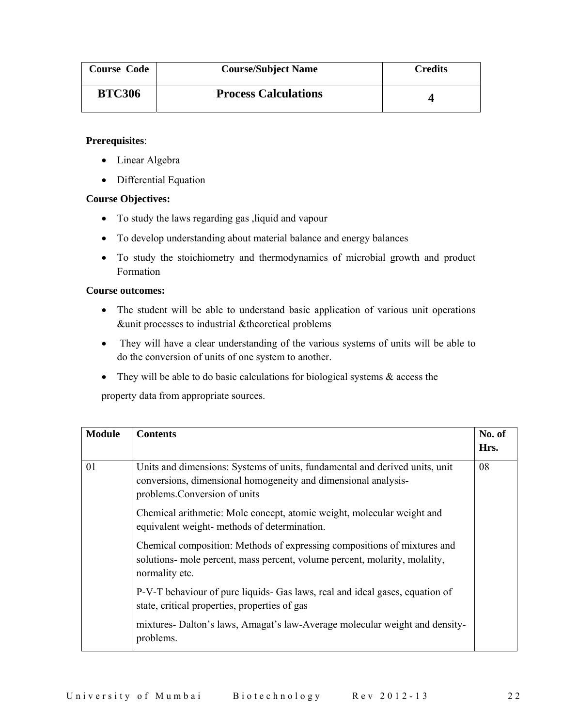| Course Code | Course/Subject Name | Credits |
|---|---|---|
| **BTC306** | **Process Calculations** | **4** |

**Prerequisites**:

- Linear Algebra
- Differential Equation

**Course Objectives:**

- To study the laws regarding gas ,liquid and vapour
- To develop understanding about material balance and energy balances
- To study the stoichiometry and thermodynamics of microbial growth and product Formation

**Course outcomes:**

- The student will be able to understand basic application of various unit operations &unit processes to industrial &theoretical problems
- They will have a clear understanding of the various systems of units will be able to do the conversion of units of one system to another.
- They will be able to do basic calculations for biological systems & access the

property data from appropriate sources.

| Module | Contents | No. of Hrs. |
|---|---|---|
| 01 | Units and dimensions: Systems of units, fundamental and derived units, unit conversions, dimensional homogeneity and dimensional analysis- problems.Conversion of units<br><br>Chemical arithmetic: Mole concept, atomic weight, molecular weight and equivalent weight- methods of determination.<br><br>Chemical composition: Methods of expressing compositions of mixtures and solutions- mole percent, mass percent, volume percent, molarity, molality, normality etc.<br><br>P-V-T behaviour of pure liquids- Gas laws, real and ideal gases, equation of state, critical properties, properties of gas<br><br>mixtures- Dalton's laws, Amagat's law-Average molecular weight and density- problems. | 08 |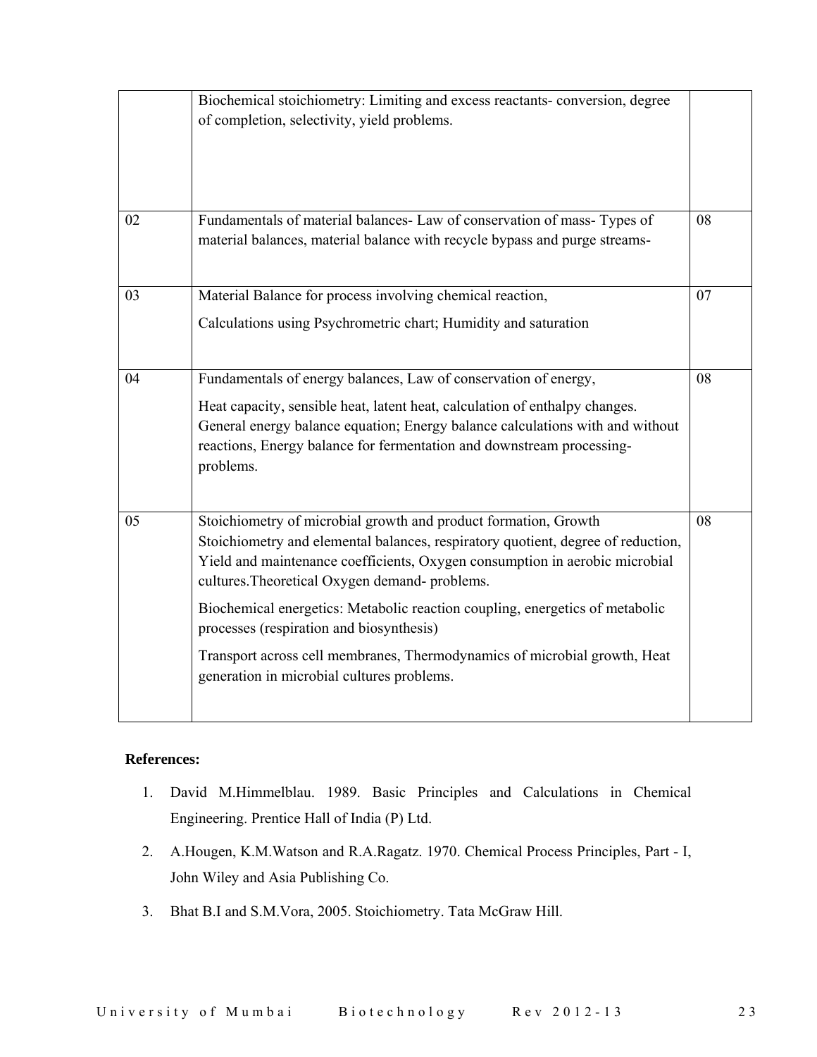| | | |
|---|---|---|
| | Biochemical stoichiometry: Limiting and excess reactants- conversion, degree of completion, selectivity, yield problems. | |
| 02 | Fundamentals of material balances- Law of conservation of mass- Types of material balances, material balance with recycle bypass and purge streams- | 08 |
| 03 | Material Balance for process involving chemical reaction,<br><br>Calculations using Psychrometric chart; Humidity and saturation | 07 |
| 04 | Fundamentals of energy balances, Law of conservation of energy,<br><br>Heat capacity, sensible heat, latent heat, calculation of enthalpy changes. General energy balance equation; Energy balance calculations with and without reactions, Energy balance for fermentation and downstream processing-problems. | 08 |
| 05 | Stoichiometry of microbial growth and product formation, Growth Stoichiometry and elemental balances, respiratory quotient, degree of reduction, Yield and maintenance coefficients, Oxygen consumption in aerobic microbial cultures.Theoretical Oxygen demand- problems.<br><br>Biochemical energetics: Metabolic reaction coupling, energetics of metabolic processes (respiration and biosynthesis)<br><br>Transport across cell membranes, Thermodynamics of microbial growth, Heat generation in microbial cultures problems. | 08 |

**References:**

1. David M.Himmelblau. 1989. Basic Principles and Calculations in Chemical Engineering. Prentice Hall of India (P) Ltd.
2. A.Hougen, K.M.Watson and R.A.Ragatz. 1970. Chemical Process Principles, Part - I, John Wiley and Asia Publishing Co.
3. Bhat B.I and S.M.Vora, 2005. Stoichiometry. Tata McGraw Hill.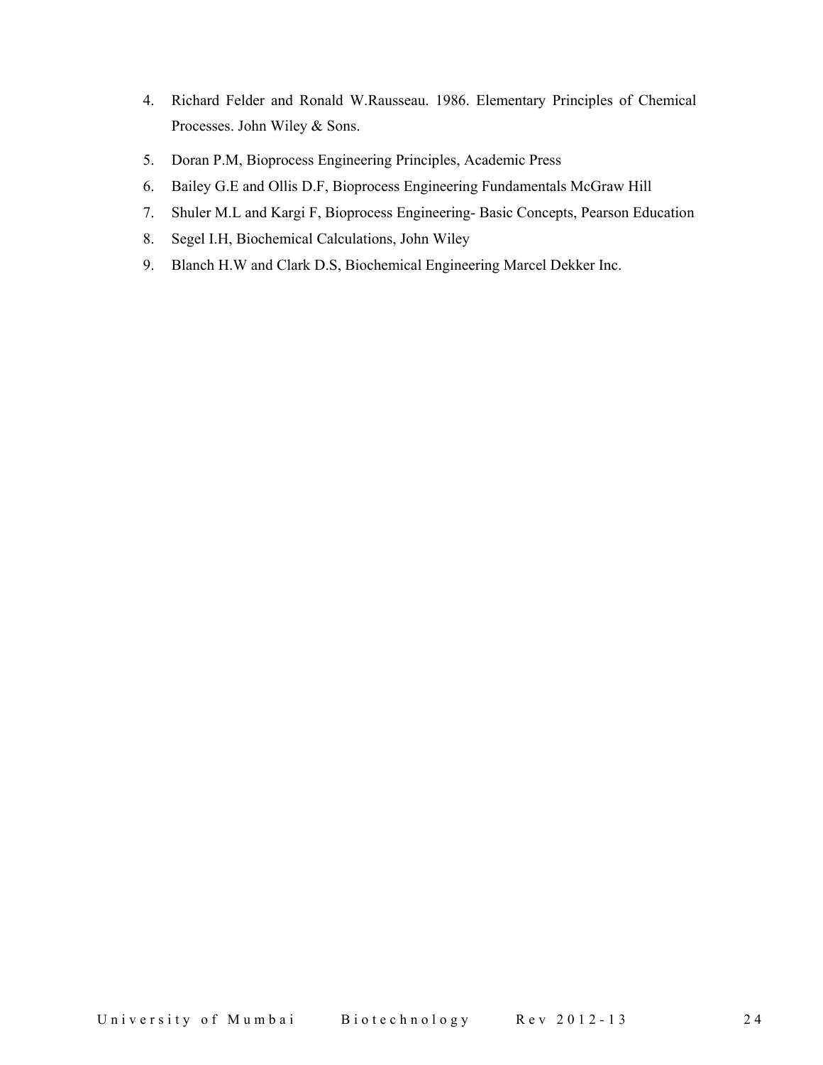4. Richard Felder and Ronald W.Rausseau. 1986. Elementary Principles of Chemical Processes. John Wiley & Sons.
5. Doran P.M, Bioprocess Engineering Principles, Academic Press
6. Bailey G.E and Ollis D.F, Bioprocess Engineering Fundamentals McGraw Hill
7. Shuler M.L and Kargi F, Bioprocess Engineering- Basic Concepts, Pearson Education
8. Segel I.H, Biochemical Calculations, John Wiley
9. Blanch H.W and Clark D.S, Biochemical Engineering Marcel Dekker Inc.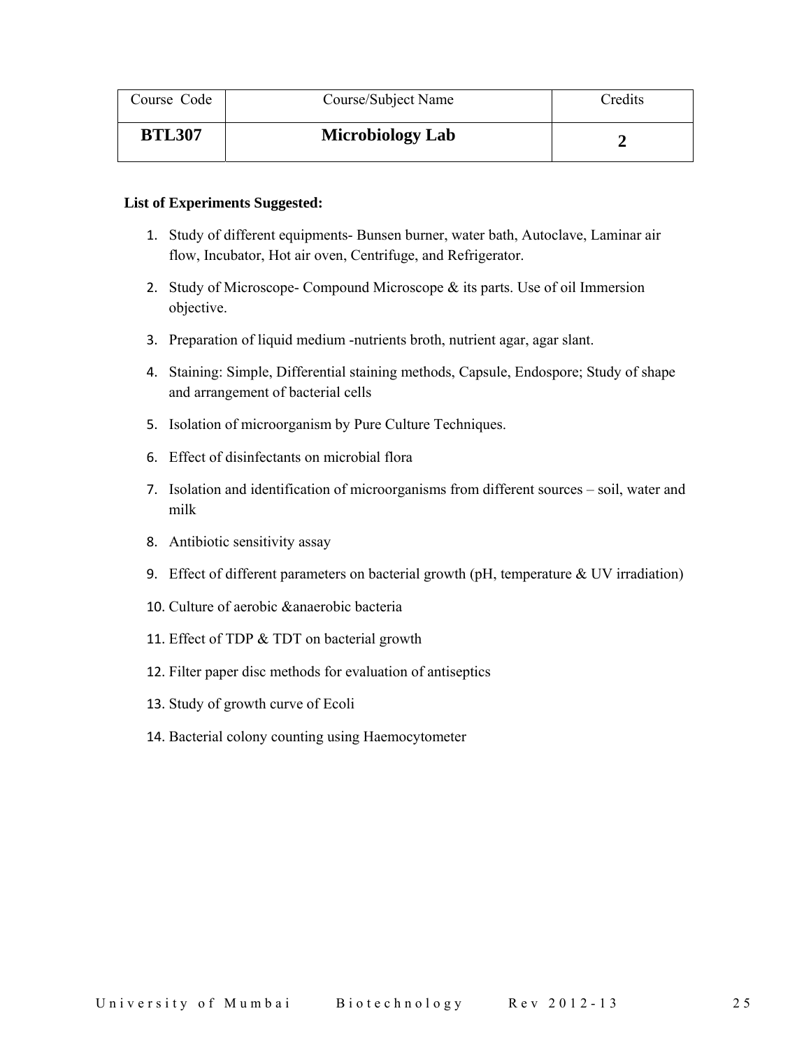| Course Code | Course/Subject Name | Credits |
| --- | --- | --- |
| **BTL307** | **Microbiology Lab** | **2** |

**List of Experiments Suggested:**

1. Study of different equipments- Bunsen burner, water bath, Autoclave, Laminar air flow, Incubator, Hot air oven, Centrifuge, and Refrigerator.
2. Study of Microscope- Compound Microscope & its parts. Use of oil Immersion objective.
3. Preparation of liquid medium -nutrients broth, nutrient agar, agar slant.
4. Staining: Simple, Differential staining methods, Capsule, Endospore; Study of shape and arrangement of bacterial cells
5. Isolation of microorganism by Pure Culture Techniques.
6. Effect of disinfectants on microbial flora
7. Isolation and identification of microorganisms from different sources – soil, water and milk
8. Antibiotic sensitivity assay
9. Effect of different parameters on bacterial growth (pH, temperature & UV irradiation)
10. Culture of aerobic &anaerobic bacteria
11. Effect of TDP & TDT on bacterial growth
12. Filter paper disc methods for evaluation of antiseptics
13. Study of growth curve of Ecoli
14. Bacterial colony counting using Haemocytometer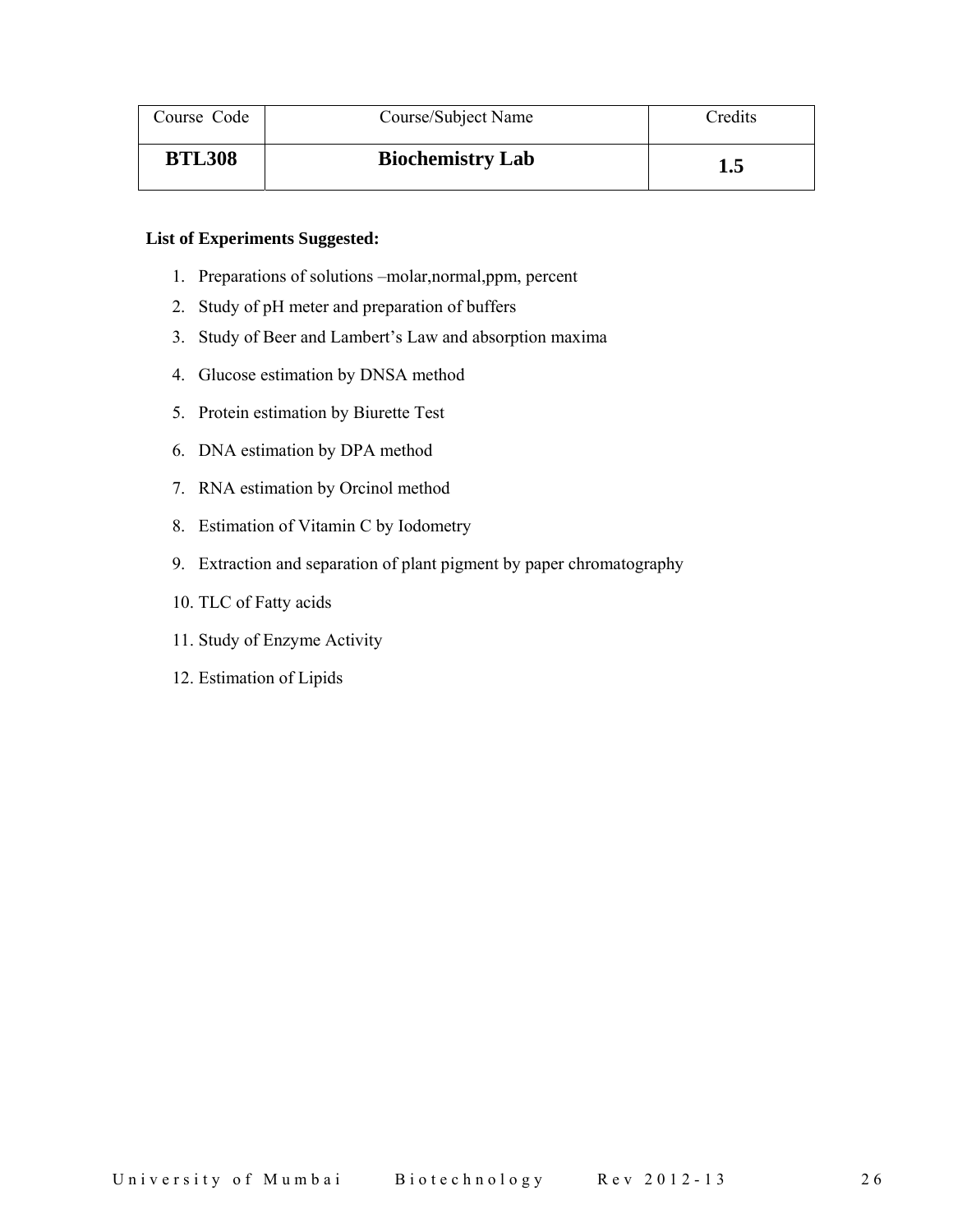| Course Code | Course/Subject Name | Credits |
|---|---|---|
| **BTL308** | **Biochemistry Lab** | **1.5** |

**List of Experiments Suggested:**

1. Preparations of solutions –molar,normal,ppm, percent
2. Study of pH meter and preparation of buffers
3. Study of Beer and Lambert's Law and absorption maxima
4. Glucose estimation by DNSA method
5. Protein estimation by Biurette Test
6. DNA estimation by DPA method
7. RNA estimation by Orcinol method
8. Estimation of Vitamin C by Iodometry
9. Extraction and separation of plant pigment by paper chromatography
10. TLC of Fatty acids
11. Study of Enzyme Activity
12. Estimation of Lipids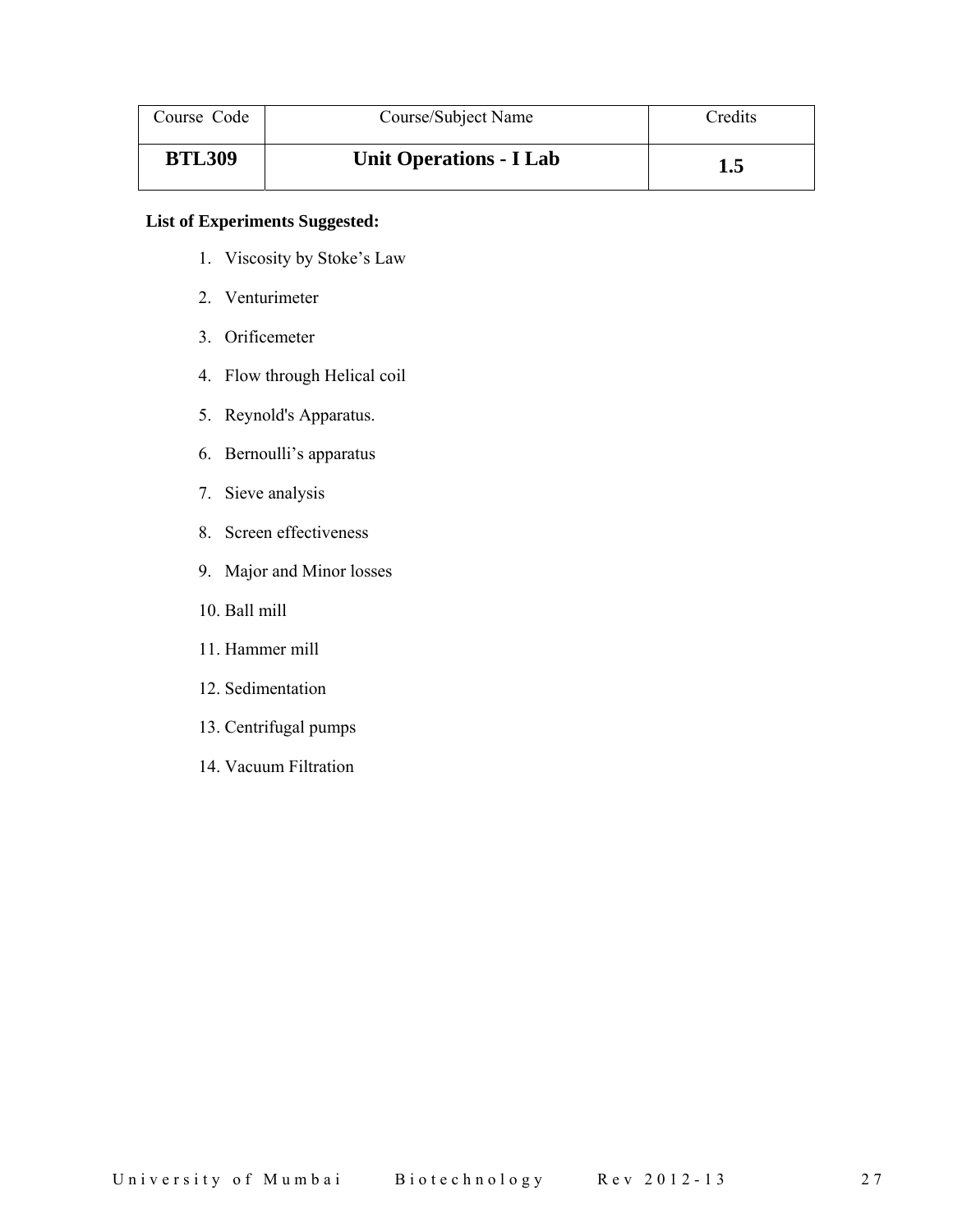| Course Code | Course/Subject Name | Credits |
|---|---|---|
| **BTL309** | **Unit Operations - I Lab** | **1.5** |

**List of Experiments Suggested:**

1. Viscosity by Stoke's Law
2. Venturimeter
3. Orificemeter
4. Flow through Helical coil
5. Reynold's Apparatus.
6. Bernoulli's apparatus
7. Sieve analysis
8. Screen effectiveness
9. Major and Minor losses
10. Ball mill
11. Hammer mill
12. Sedimentation
13. Centrifugal pumps
14. Vacuum Filtration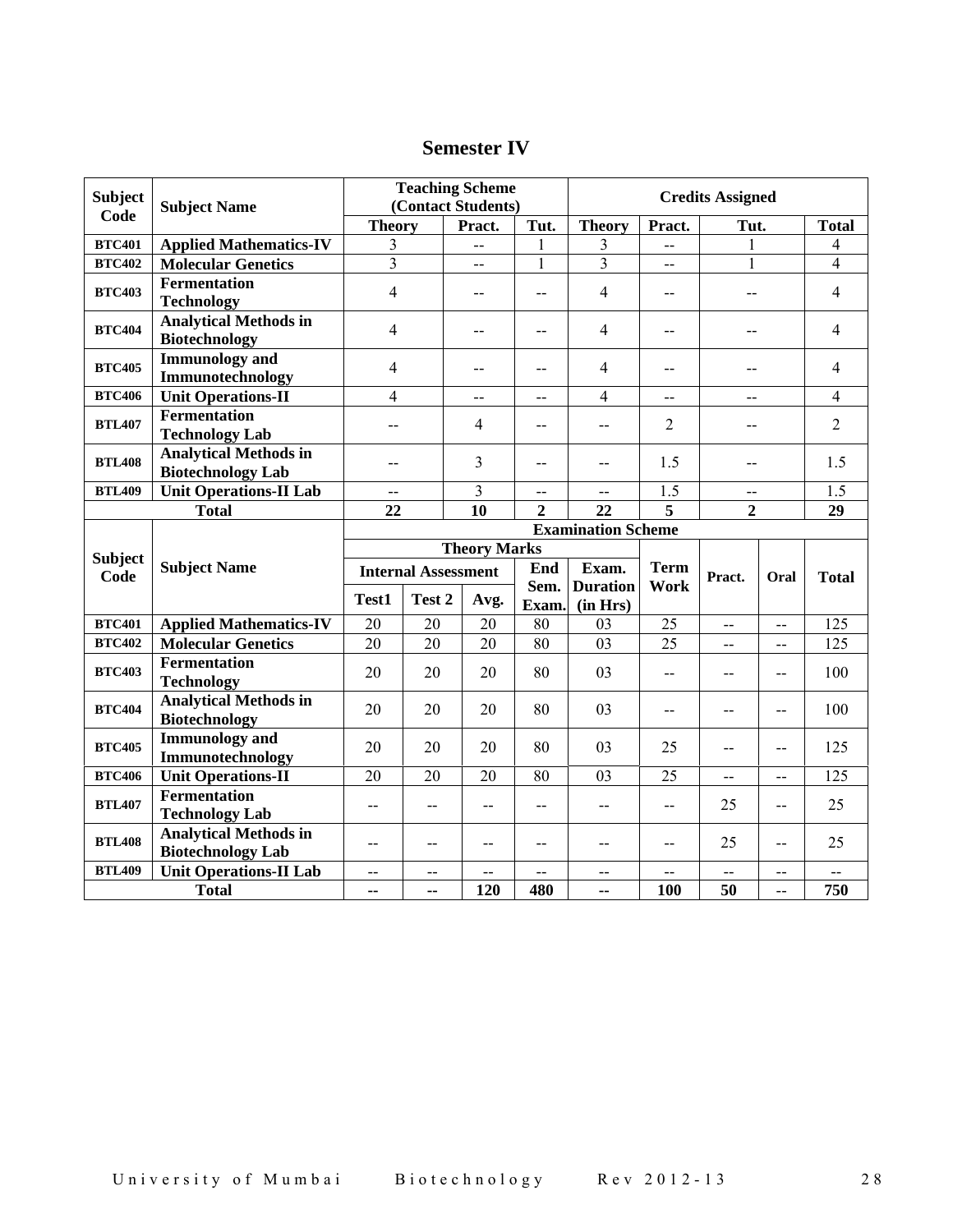# Semester IV

| Subject Code | Subject Name | Teaching Scheme (Contact Students) | | | Credits Assigned | | | |
|---|---|---|---|---|---|---|---|---|
| | | Theory | Pract. | Tut. | Theory | Pract. | Tut. | Total |
| BTC401 | Applied Mathematics-IV | 3 | -- | 1 | 3 | -- | 1 | 4 |
| BTC402 | Molecular Genetics | 3 | -- | 1 | 3 | -- | 1 | 4 |
| BTC403 | Fermentation Technology | 4 | -- | -- | 4 | -- | -- | 4 |
| BTC404 | Analytical Methods in Biotechnology | 4 | -- | -- | 4 | -- | -- | 4 |
| BTC405 | Immunology and Immunotechnology | 4 | -- | -- | 4 | -- | -- | 4 |
| BTC406 | Unit Operations-II | 4 | -- | -- | 4 | -- | -- | 4 |
| BTL407 | Fermentation Technology Lab | -- | 4 | -- | -- | 2 | -- | 2 |
| BTL408 | Analytical Methods in Biotechnology Lab | -- | 3 | -- | -- | 1.5 | -- | 1.5 |
| BTL409 | Unit Operations-II Lab | -- | 3 | -- | -- | 1.5 | -- | 1.5 |
| Total | | 22 | 10 | 2 | 22 | 5 | 2 | 29 |

| Subject Code | Subject Name | Examination Scheme | | | | | | | | |
|---|---|---|---|---|---|---|---|---|---|---|
| | | Theory Marks | | | | | | | | |
| | | Internal Assessment | | | End Sem. Exam. | Exam. Duration (in Hrs) | Term Work | Pract. | Oral | Total |
| | | Test1 | Test 2 | Avg. | | | | | | |
| BTC401 | Applied Mathematics-IV | 20 | 20 | 20 | 80 | 03 | 25 | -- | -- | 125 |
| BTC402 | Molecular Genetics | 20 | 20 | 20 | 80 | 03 | 25 | -- | -- | 125 |
| BTC403 | Fermentation Technology | 20 | 20 | 20 | 80 | 03 | -- | -- | -- | 100 |
| BTC404 | Analytical Methods in Biotechnology | 20 | 20 | 20 | 80 | 03 | -- | -- | -- | 100 |
| BTC405 | Immunology and Immunotechnology | 20 | 20 | 20 | 80 | 03 | 25 | -- | -- | 125 |
| BTC406 | Unit Operations-II | 20 | 20 | 20 | 80 | 03 | 25 | -- | -- | 125 |
| BTL407 | Fermentation Technology Lab | -- | -- | -- | -- | -- | -- | 25 | -- | 25 |
| BTL408 | Analytical Methods in Biotechnology Lab | -- | -- | -- | -- | -- | -- | 25 | -- | 25 |
| BTL409 | Unit Operations-II Lab | -- | -- | -- | -- | -- | -- | -- | -- | -- |
| Total | | -- | -- | 120 | 480 | -- | 100 | 50 | -- | 750 |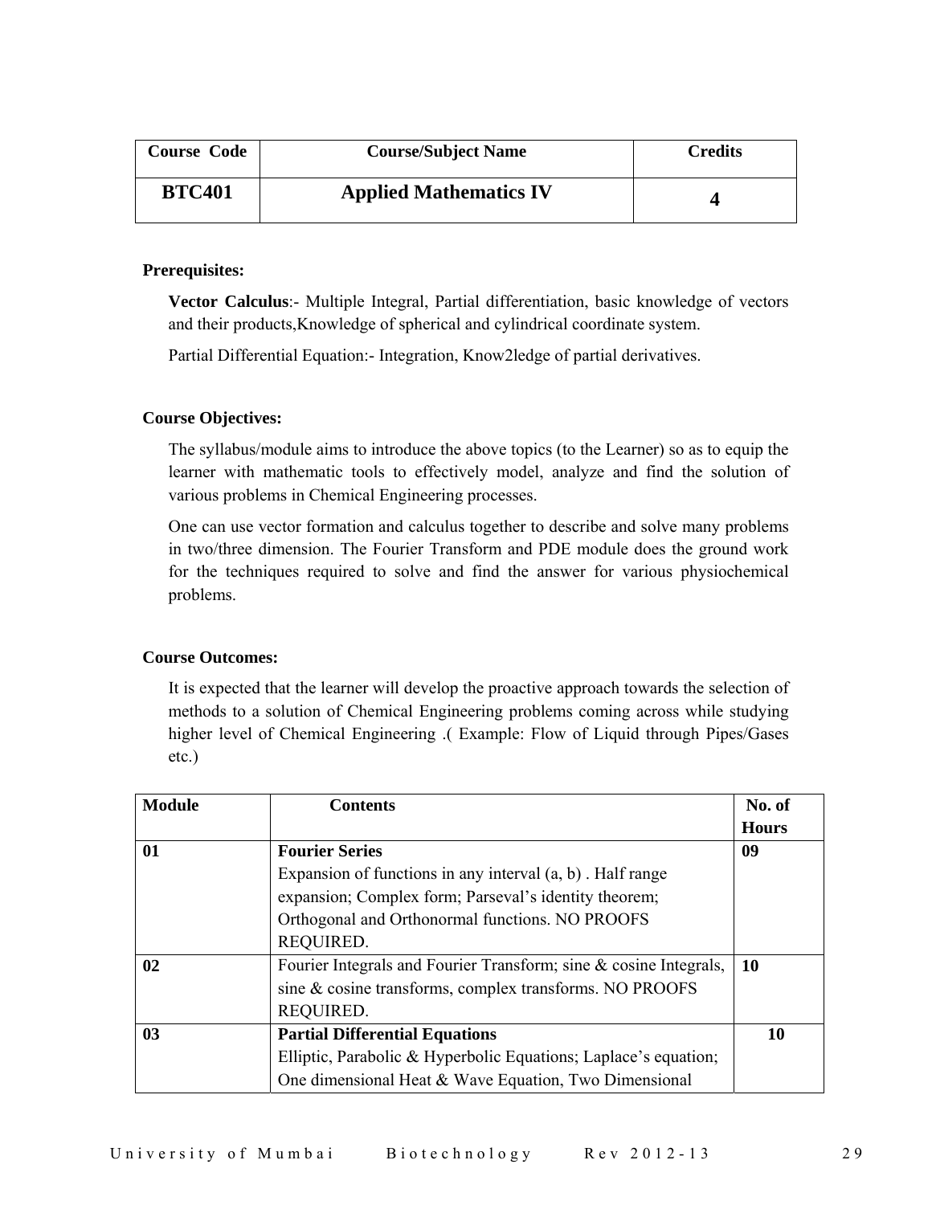| Course Code | Course/Subject Name | Credits |
|---|---|---|
| **BTC401** | **Applied Mathematics IV** | **4** |

**Prerequisites:**

**Vector Calculus**:- Multiple Integral, Partial differentiation, basic knowledge of vectors and their products,Knowledge of spherical and cylindrical coordinate system.

Partial Differential Equation:- Integration, Know2ledge of partial derivatives.

**Course Objectives:**

The syllabus/module aims to introduce the above topics (to the Learner) so as to equip the learner with mathematic tools to effectively model, analyze and find the solution of various problems in Chemical Engineering processes.

One can use vector formation and calculus together to describe and solve many problems in two/three dimension. The Fourier Transform and PDE module does the ground work for the techniques required to solve and find the answer for various physiochemical problems.

**Course Outcomes:**

It is expected that the learner will develop the proactive approach towards the selection of methods to a solution of Chemical Engineering problems coming across while studying higher level of Chemical Engineering .( Example: Flow of Liquid through Pipes/Gases etc.)

| Module | Contents | No. of Hours |
|---|---|---|
| **01** | **Fourier Series**<br>Expansion of functions in any interval (a, b) . Half range expansion; Complex form; Parseval's identity theorem; Orthogonal and Orthonormal functions. NO PROOFS REQUIRED. | **09** |
| **02** | Fourier Integrals and Fourier Transform; sine & cosine Integrals, sine & cosine transforms, complex transforms. NO PROOFS REQUIRED. | **10** |
| **03** | **Partial Differential Equations**<br>Elliptic, Parabolic & Hyperbolic Equations; Laplace's equation; One dimensional Heat & Wave Equation, Two Dimensional | **10** |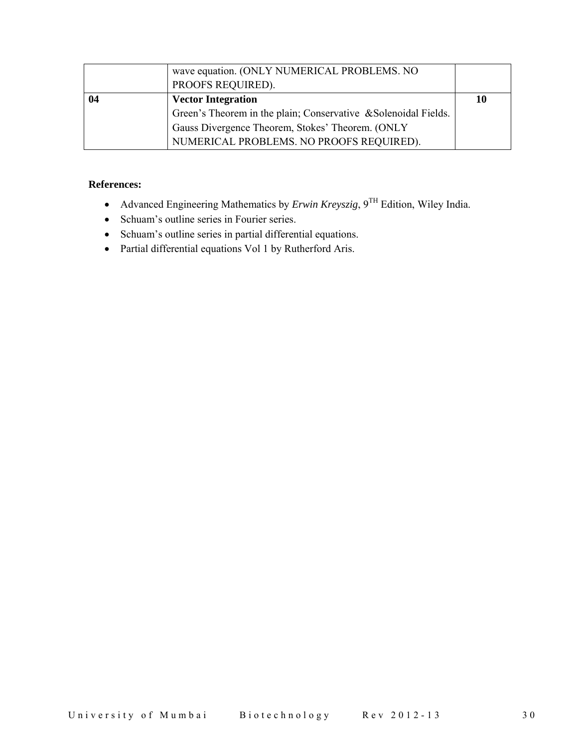|  |  |  |
|---|---|---|
|  | wave equation. (ONLY NUMERICAL PROBLEMS. NO PROOFS REQUIRED). |  |
| **04** | **Vector Integration**<br>Green's Theorem in the plain; Conservative &Solenoidal Fields. Gauss Divergence Theorem, Stokes' Theorem. (ONLY NUMERICAL PROBLEMS. NO PROOFS REQUIRED). | **10** |

**References:**

- Advanced Engineering Mathematics by *Erwin Kreyszig*, 9$^{TH}$ Edition, Wiley India.
- Schuam's outline series in Fourier series.
- Schuam's outline series in partial differential equations.
- Partial differential equations Vol 1 by Rutherford Aris.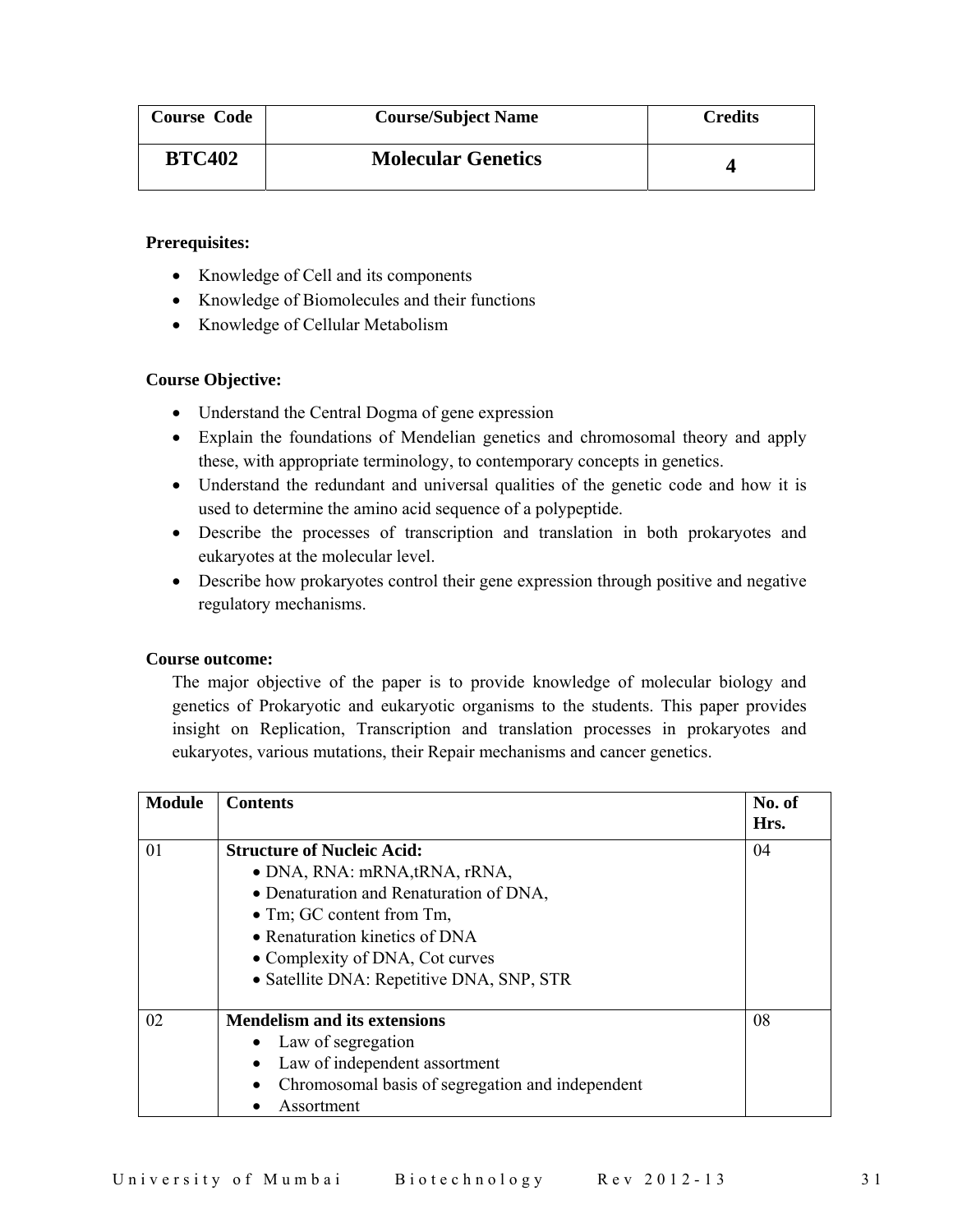| Course Code | Course/Subject Name | Credits |
|---|---|---|
| **BTC402** | **Molecular Genetics** | **4** |

**Prerequisites:**

- Knowledge of Cell and its components
- Knowledge of Biomolecules and their functions
- Knowledge of Cellular Metabolism

**Course Objective:**

- Understand the Central Dogma of gene expression
- Explain the foundations of Mendelian genetics and chromosomal theory and apply these, with appropriate terminology, to contemporary concepts in genetics.
- Understand the redundant and universal qualities of the genetic code and how it is used to determine the amino acid sequence of a polypeptide.
- Describe the processes of transcription and translation in both prokaryotes and eukaryotes at the molecular level.
- Describe how prokaryotes control their gene expression through positive and negative regulatory mechanisms.

**Course outcome:**

The major objective of the paper is to provide knowledge of molecular biology and genetics of Prokaryotic and eukaryotic organisms to the students. This paper provides insight on Replication, Transcription and translation processes in prokaryotes and eukaryotes, various mutations, their Repair mechanisms and cancer genetics.

| Module | Contents | No. of Hrs. |
|---|---|---|
| 01 | **Structure of Nucleic Acid:**<br>• DNA, RNA: mRNA,tRNA, rRNA,<br>• Denaturation and Renaturation of DNA,<br>• Tm; GC content from Tm,<br>• Renaturation kinetics of DNA<br>• Complexity of DNA, Cot curves<br>• Satellite DNA: Repetitive DNA, SNP, STR | 04 |
| 02 | **Mendelism and its extensions**<br>• Law of segregation<br>• Law of independent assortment<br>• Chromosomal basis of segregation and independent<br>• Assortment | 08 |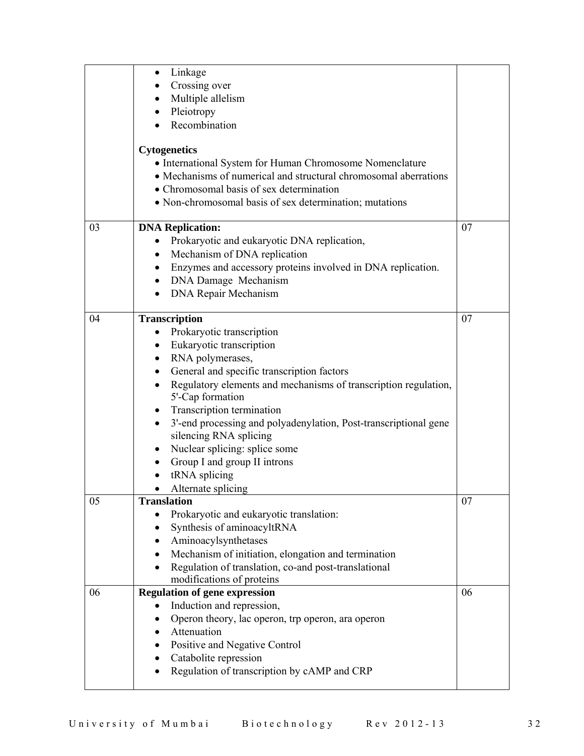|  |  |  |
| --- | --- | --- |
|  | • Linkage<br>• Crossing over<br>• Multiple allelism<br>• Pleiotropy<br>• Recombination<br><br>**Cytogenetics**<br>• International System for Human Chromosome Nomenclature<br>• Mechanisms of numerical and structural chromosomal aberrations<br>• Chromosomal basis of sex determination<br>• Non-chromosomal basis of sex determination; mutations |  |
| 03 | **DNA Replication:**<br>• Prokaryotic and eukaryotic DNA replication,<br>• Mechanism of DNA replication<br>• Enzymes and accessory proteins involved in DNA replication.<br>• DNA Damage Mechanism<br>• DNA Repair Mechanism | 07 |
| 04 | **Transcription**<br>• Prokaryotic transcription<br>• Eukaryotic transcription<br>• RNA polymerases,<br>• General and specific transcription factors<br>• Regulatory elements and mechanisms of transcription regulation, 5'-Cap formation<br>• Transcription termination<br>• 3'-end processing and polyadenylation, Post-transcriptional gene silencing RNA splicing<br>• Nuclear splicing: splice some<br>• Group I and group II introns<br>• tRNA splicing<br>• Alternate splicing | 07 |
| 05 | **Translation**<br>• Prokaryotic and eukaryotic translation:<br>• Synthesis of aminoacyltRNA<br>• Aminoacylsynthetases<br>• Mechanism of initiation, elongation and termination<br>• Regulation of translation, co-and post-translational modifications of proteins | 07 |
| 06 | **Regulation of gene expression**<br>• Induction and repression,<br>• Operon theory, lac operon, trp operon, ara operon<br>• Attenuation<br>• Positive and Negative Control<br>• Catabolite repression<br>• Regulation of transcription by cAMP and CRP | 06 |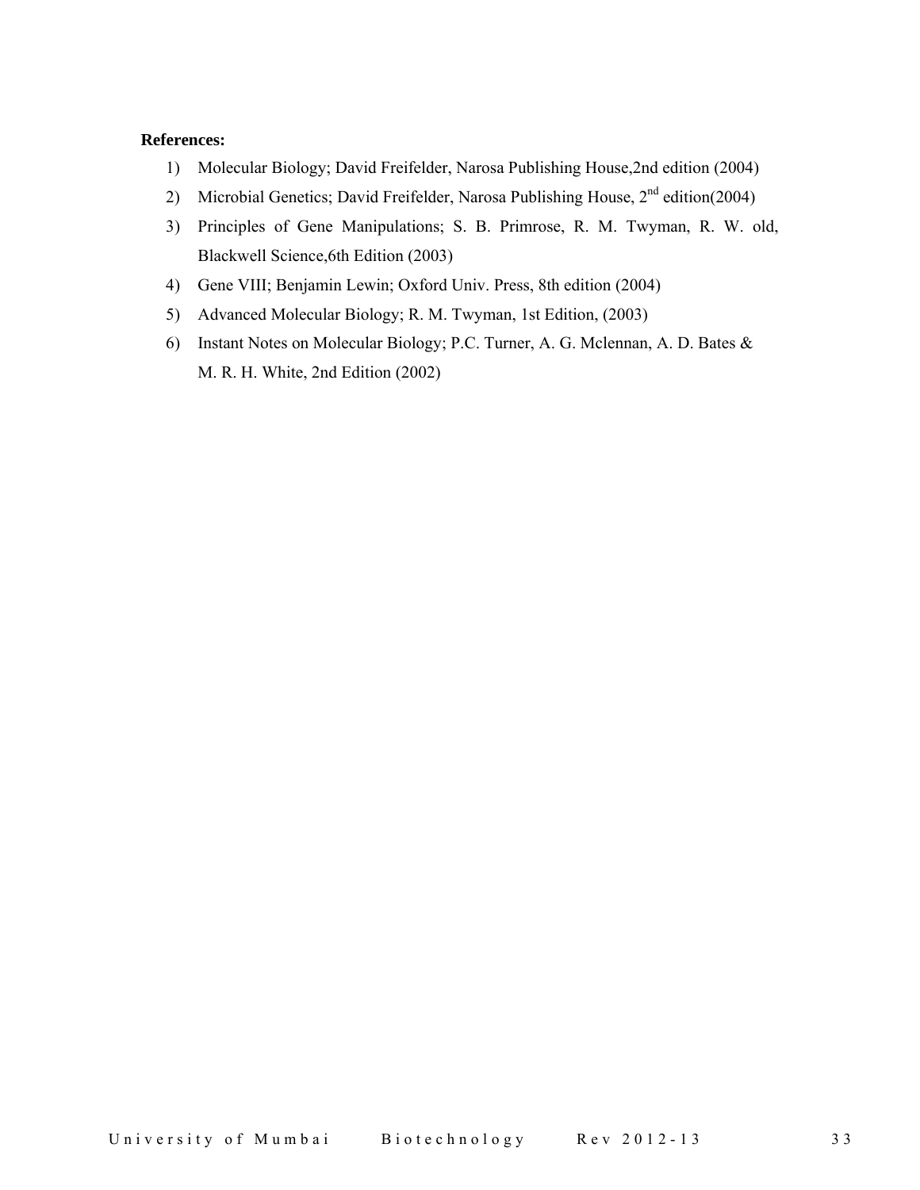**References:**

1) Molecular Biology; David Freifelder, Narosa Publishing House,2nd edition (2004)
2) Microbial Genetics; David Freifelder, Narosa Publishing House, 2nd edition(2004)
3) Principles of Gene Manipulations; S. B. Primrose, R. M. Twyman, R. W. old, Blackwell Science,6th Edition (2003)
4) Gene VIII; Benjamin Lewin; Oxford Univ. Press, 8th edition (2004)
5) Advanced Molecular Biology; R. M. Twyman, 1st Edition, (2003)
6) Instant Notes on Molecular Biology; P.C. Turner, A. G. Mclennan, A. D. Bates & M. R. H. White, 2nd Edition (2002)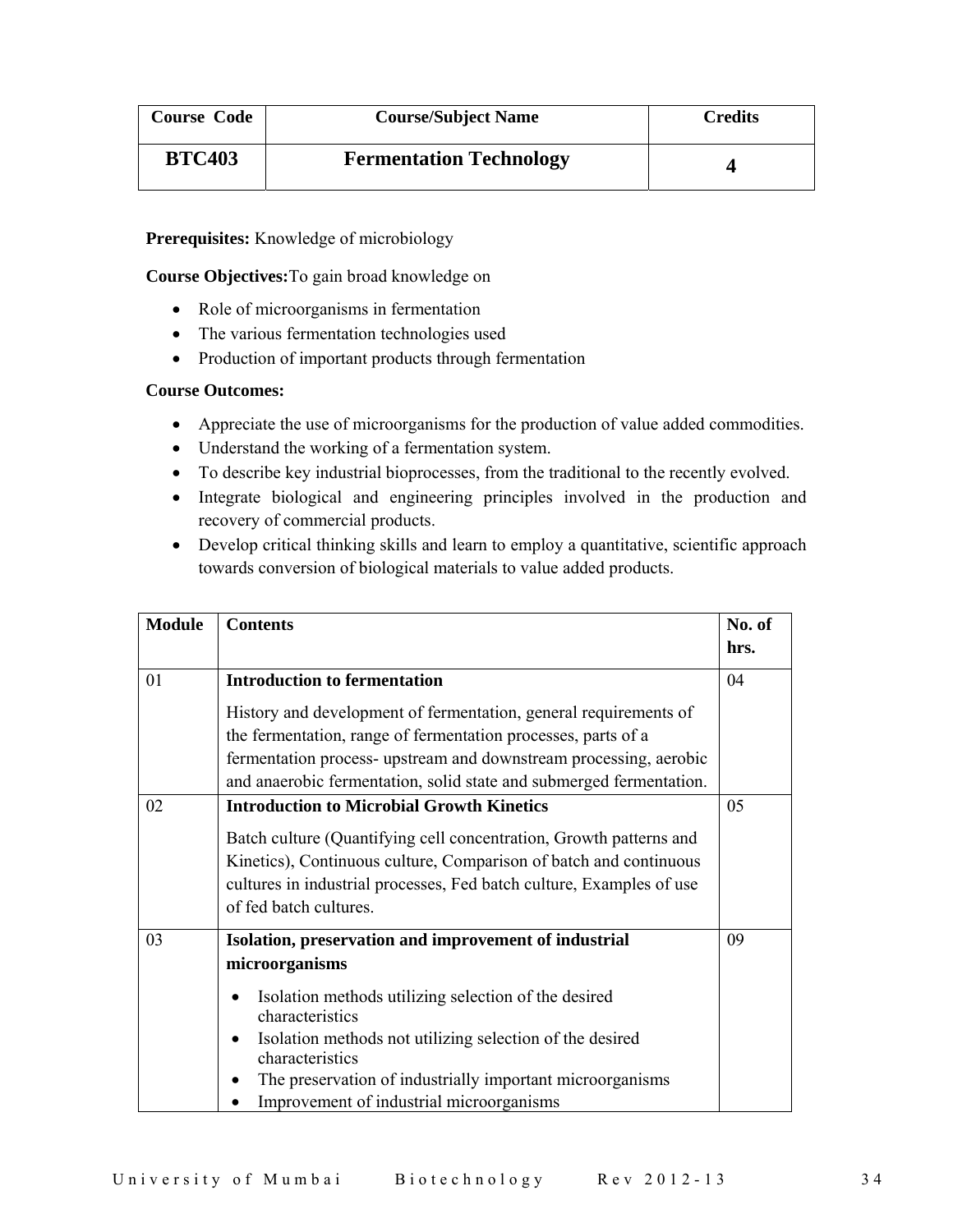| Course Code | Course/Subject Name | Credits |
|---|---|---|
| **BTC403** | **Fermentation Technology** | **4** |

**Prerequisites:** Knowledge of microbiology

**Course Objectives:** To gain broad knowledge on

- Role of microorganisms in fermentation
- The various fermentation technologies used
- Production of important products through fermentation

**Course Outcomes:**

- Appreciate the use of microorganisms for the production of value added commodities.
- Understand the working of a fermentation system.
- To describe key industrial bioprocesses, from the traditional to the recently evolved.
- Integrate biological and engineering principles involved in the production and recovery of commercial products.
- Develop critical thinking skills and learn to employ a quantitative, scientific approach towards conversion of biological materials to value added products.

| Module | Contents | No. of hrs. |
|---|---|---|
| 01 | **Introduction to fermentation**<br><br>History and development of fermentation, general requirements of the fermentation, range of fermentation processes, parts of a fermentation process- upstream and downstream processing, aerobic and anaerobic fermentation, solid state and submerged fermentation. | 04 |
| 02 | **Introduction to Microbial Growth Kinetics**<br><br>Batch culture (Quantifying cell concentration, Growth patterns and Kinetics), Continuous culture, Comparison of batch and continuous cultures in industrial processes, Fed batch culture, Examples of use of fed batch cultures. | 05 |
| 03 | **Isolation, preservation and improvement of industrial microorganisms**<br><br>• Isolation methods utilizing selection of the desired characteristics<br>• Isolation methods not utilizing selection of the desired characteristics<br>• The preservation of industrially important microorganisms<br>• Improvement of industrial microorganisms | 09 |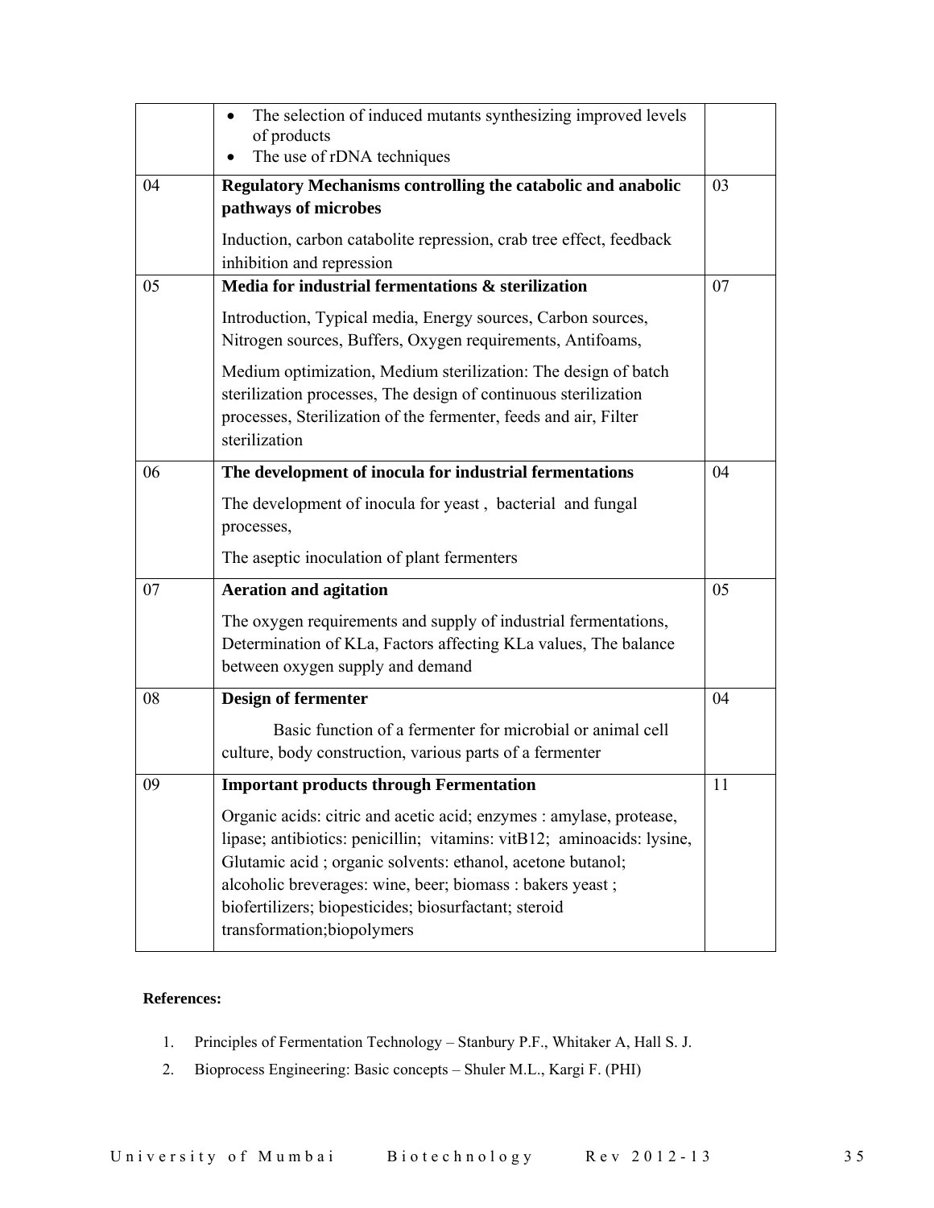| | | |
|---|---|---|
| | • The selection of induced mutants synthesizing improved levels of products<br>• The use of rDNA techniques | |
| 04 | **Regulatory Mechanisms controlling the catabolic and anabolic pathways of microbes**<br><br>Induction, carbon catabolite repression, crab tree effect, feedback inhibition and repression | 03 |
| 05 | **Media for industrial fermentations & sterilization**<br><br>Introduction, Typical media, Energy sources, Carbon sources, Nitrogen sources, Buffers, Oxygen requirements, Antifoams,<br><br>Medium optimization, Medium sterilization: The design of batch sterilization processes, The design of continuous sterilization processes, Sterilization of the fermenter, feeds and air, Filter sterilization | 07 |
| 06 | **The development of inocula for industrial fermentations**<br><br>The development of inocula for yeast , bacterial and fungal processes,<br><br>The aseptic inoculation of plant fermenters | 04 |
| 07 | **Aeration and agitation**<br><br>The oxygen requirements and supply of industrial fermentations, Determination of KLa, Factors affecting KLa values, The balance between oxygen supply and demand | 05 |
| 08 | **Design of fermenter**<br><br>Basic function of a fermenter for microbial or animal cell culture, body construction, various parts of a fermenter | 04 |
| 09 | **Important products through Fermentation**<br><br>Organic acids: citric and acetic acid; enzymes : amylase, protease, lipase; antibiotics: penicillin; vitamins: vitB12; aminoacids: lysine, Glutamic acid ; organic solvents: ethanol, acetone butanol; alcoholic breverages: wine, beer; biomass : bakers yeast ; biofertilizers; biopesticides; biosurfactant; steroid transformation;biopolymers | 11 |

**References:**

1. Principles of Fermentation Technology – Stanbury P.F., Whitaker A, Hall S. J.
2. Bioprocess Engineering: Basic concepts – Shuler M.L., Kargi F. (PHI)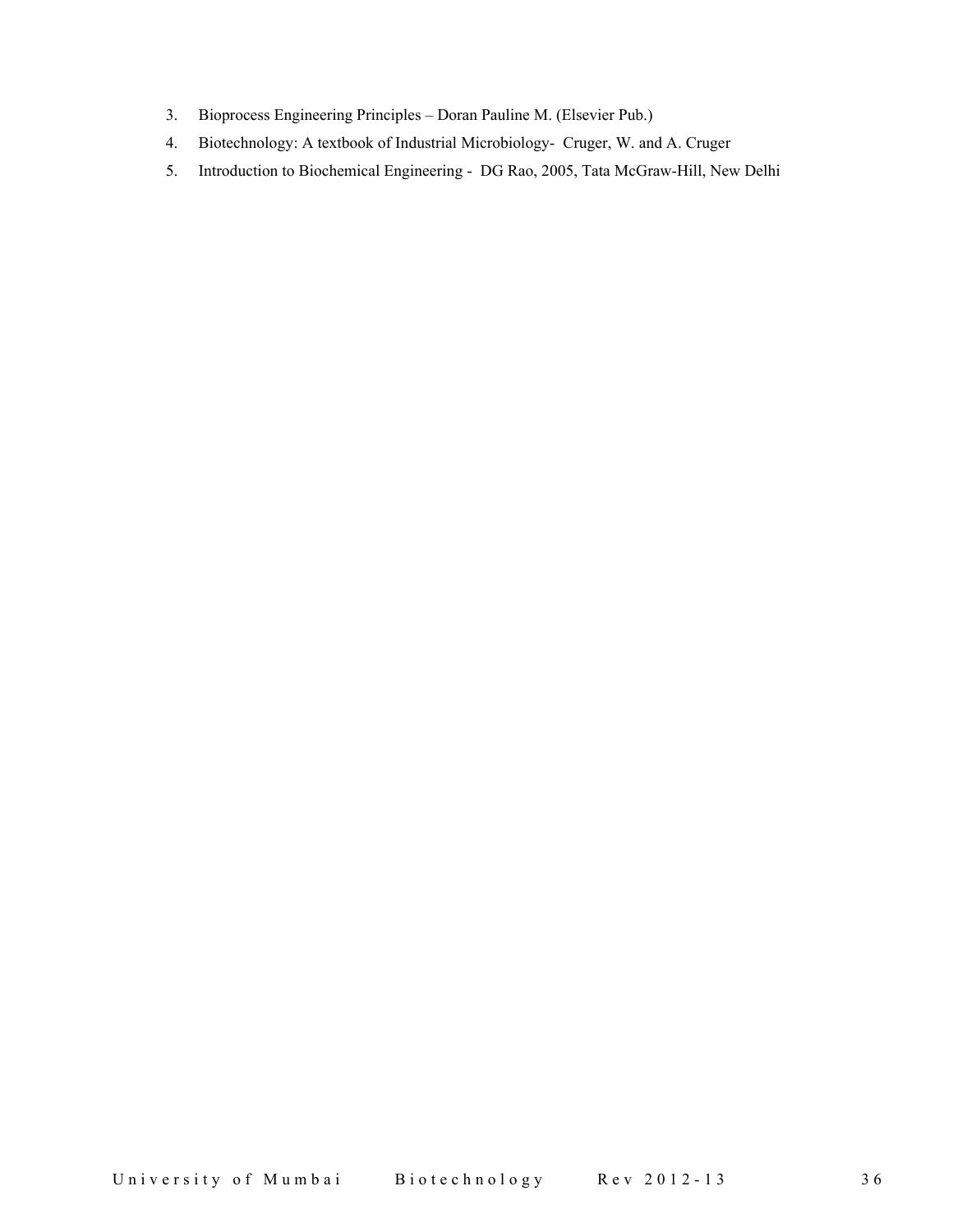3. Bioprocess Engineering Principles – Doran Pauline M. (Elsevier Pub.)
4. Biotechnology: A textbook of Industrial Microbiology- Cruger, W. and A. Cruger
5. Introduction to Biochemical Engineering - DG Rao, 2005, Tata McGraw-Hill, New Delhi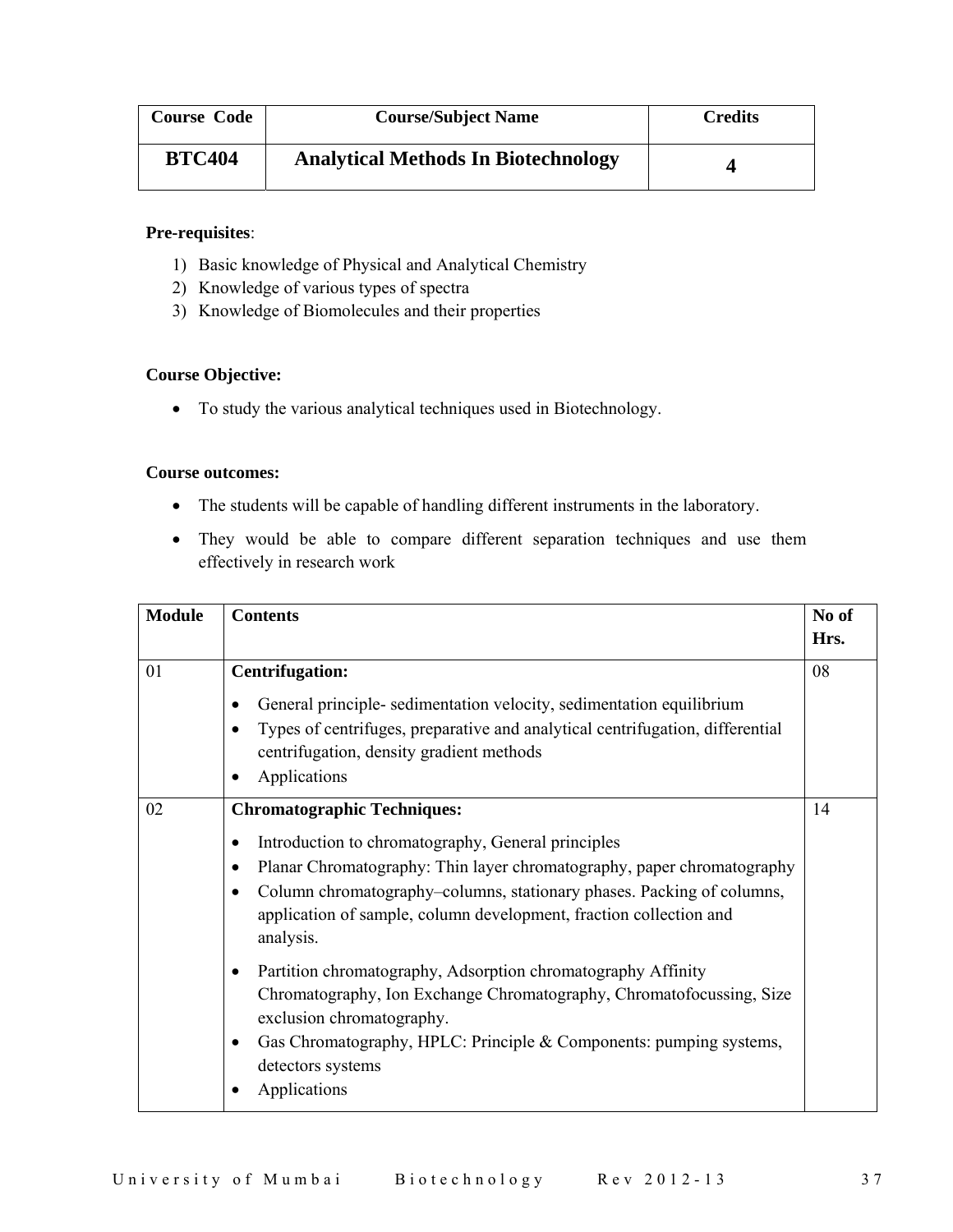| Course Code | Course/Subject Name | Credits |
|---|---|---|
| **BTC404** | **Analytical Methods In Biotechnology** | **4** |

**Pre-requisites**:

1) Basic knowledge of Physical and Analytical Chemistry
2) Knowledge of various types of spectra
3) Knowledge of Biomolecules and their properties

**Course Objective:**

- To study the various analytical techniques used in Biotechnology.

**Course outcomes:**

- The students will be capable of handling different instruments in the laboratory.
- They would be able to compare different separation techniques and use them effectively in research work

| Module | Contents | No of Hrs. |
|---|---|---|
| 01 | **Centrifugation:**<br>• General principle- sedimentation velocity, sedimentation equilibrium<br>• Types of centrifuges, preparative and analytical centrifugation, differential centrifugation, density gradient methods<br>• Applications | 08 |
| 02 | **Chromatographic Techniques:**<br>• Introduction to chromatography, General principles<br>• Planar Chromatography: Thin layer chromatography, paper chromatography<br>• Column chromatography–columns, stationary phases. Packing of columns, application of sample, column development, fraction collection and analysis.<br>• Partition chromatography, Adsorption chromatography Affinity Chromatography, Ion Exchange Chromatography, Chromatofocussing, Size exclusion chromatography.<br>• Gas Chromatography, HPLC: Principle & Components: pumping systems, detectors systems<br>• Applications | 14 |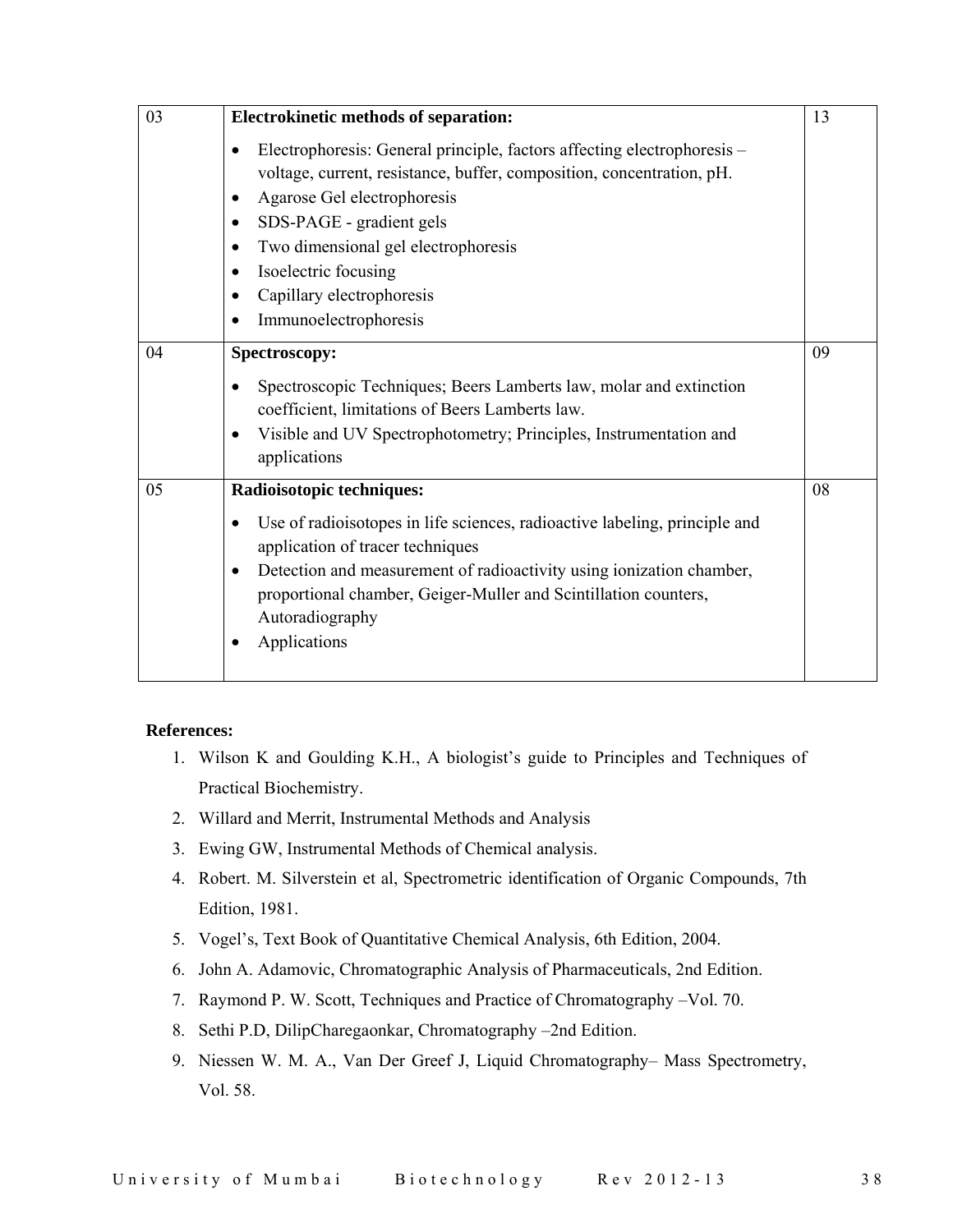| 03 | **Electrokinetic methods of separation:**<br>• Electrophoresis: General principle, factors affecting electrophoresis – voltage, current, resistance, buffer, composition, concentration, pH.<br>• Agarose Gel electrophoresis<br>• SDS-PAGE - gradient gels<br>• Two dimensional gel electrophoresis<br>• Isoelectric focusing<br>• Capillary electrophoresis<br>• Immunoelectrophoresis | 13 |
|---|---|---|
| 04 | **Spectroscopy:**<br>• Spectroscopic Techniques; Beers Lamberts law, molar and extinction coefficient, limitations of Beers Lamberts law.<br>• Visible and UV Spectrophotometry; Principles, Instrumentation and applications | 09 |
| 05 | **Radioisotopic techniques:**<br>• Use of radioisotopes in life sciences, radioactive labeling, principle and application of tracer techniques<br>• Detection and measurement of radioactivity using ionization chamber, proportional chamber, Geiger-Muller and Scintillation counters, Autoradiography<br>• Applications | 08 |

**References:**

1. Wilson K and Goulding K.H., A biologist's guide to Principles and Techniques of Practical Biochemistry.
2. Willard and Merrit, Instrumental Methods and Analysis
3. Ewing GW, Instrumental Methods of Chemical analysis.
4. Robert. M. Silverstein et al, Spectrometric identification of Organic Compounds, 7th Edition, 1981.
5. Vogel's, Text Book of Quantitative Chemical Analysis, 6th Edition, 2004.
6. John A. Adamovic, Chromatographic Analysis of Pharmaceuticals, 2nd Edition.
7. Raymond P. W. Scott, Techniques and Practice of Chromatography –Vol. 70.
8. Sethi P.D, DilipCharegaonkar, Chromatography –2nd Edition.
9. Niessen W. M. A., Van Der Greef J, Liquid Chromatography– Mass Spectrometry, Vol. 58.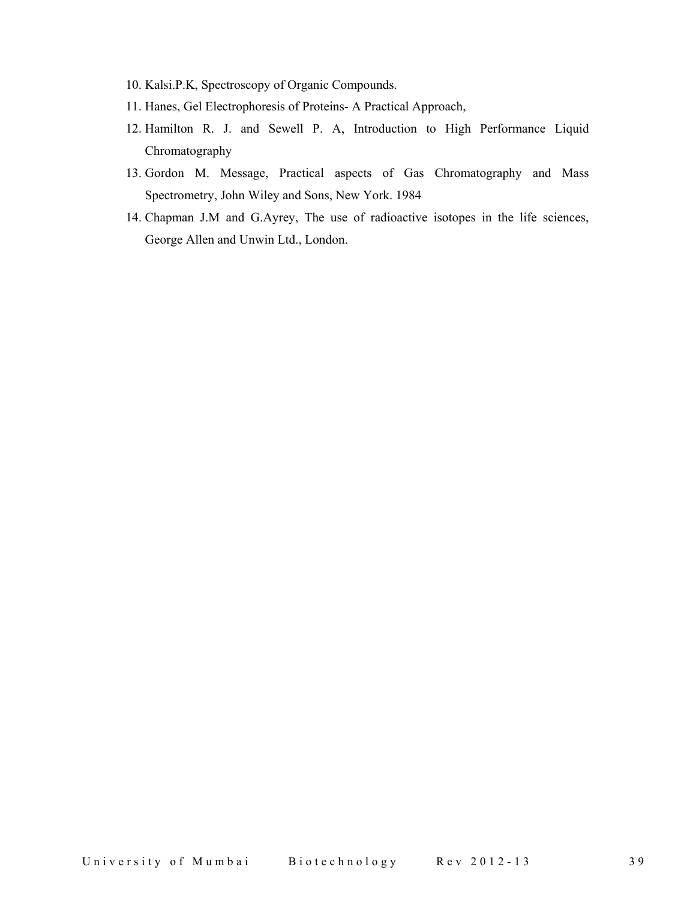10. Kalsi.P.K, Spectroscopy of Organic Compounds.
11. Hanes, Gel Electrophoresis of Proteins- A Practical Approach,
12. Hamilton R. J. and Sewell P. A, Introduction to High Performance Liquid Chromatography
13. Gordon M. Message, Practical aspects of Gas Chromatography and Mass Spectrometry, John Wiley and Sons, New York. 1984
14. Chapman J.M and G.Ayrey, The use of radioactive isotopes in the life sciences, George Allen and Unwin Ltd., London.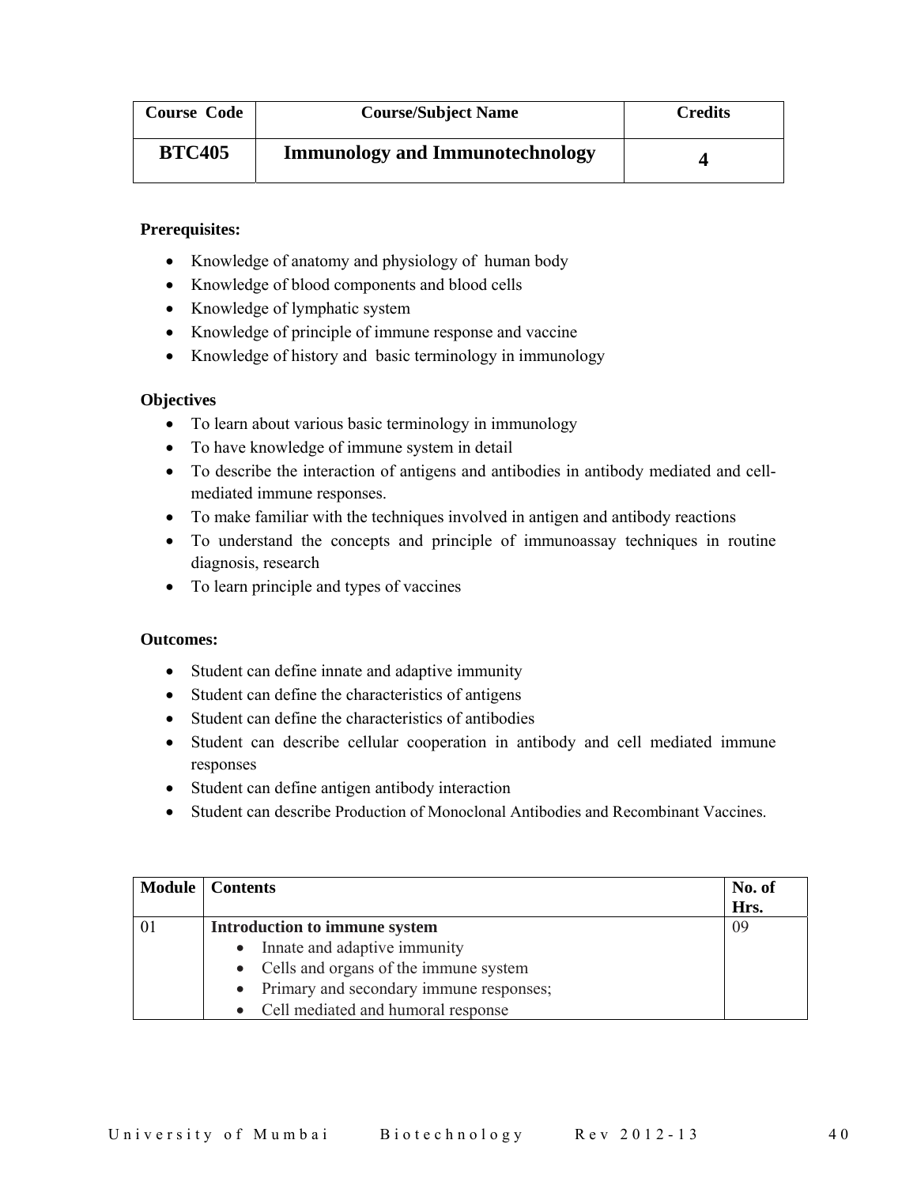| Course Code | Course/Subject Name | Credits |
|---|---|---|
| **BTC405** | **Immunology and Immunotechnology** | **4** |

**Prerequisites:**

- Knowledge of anatomy and physiology of human body
- Knowledge of blood components and blood cells
- Knowledge of lymphatic system
- Knowledge of principle of immune response and vaccine
- Knowledge of history and basic terminology in immunology

**Objectives**

- To learn about various basic terminology in immunology
- To have knowledge of immune system in detail
- To describe the interaction of antigens and antibodies in antibody mediated and cell-mediated immune responses.
- To make familiar with the techniques involved in antigen and antibody reactions
- To understand the concepts and principle of immunoassay techniques in routine diagnosis, research
- To learn principle and types of vaccines

**Outcomes:**

- Student can define innate and adaptive immunity
- Student can define the characteristics of antigens
- Student can define the characteristics of antibodies
- Student can describe cellular cooperation in antibody and cell mediated immune responses
- Student can define antigen antibody interaction
- Student can describe Production of Monoclonal Antibodies and Recombinant Vaccines.

| Module | Contents | No. of Hrs. |
|---|---|---|
| 01 | **Introduction to immune system**<br>• Innate and adaptive immunity<br>• Cells and organs of the immune system<br>• Primary and secondary immune responses;<br>• Cell mediated and humoral response | 09 |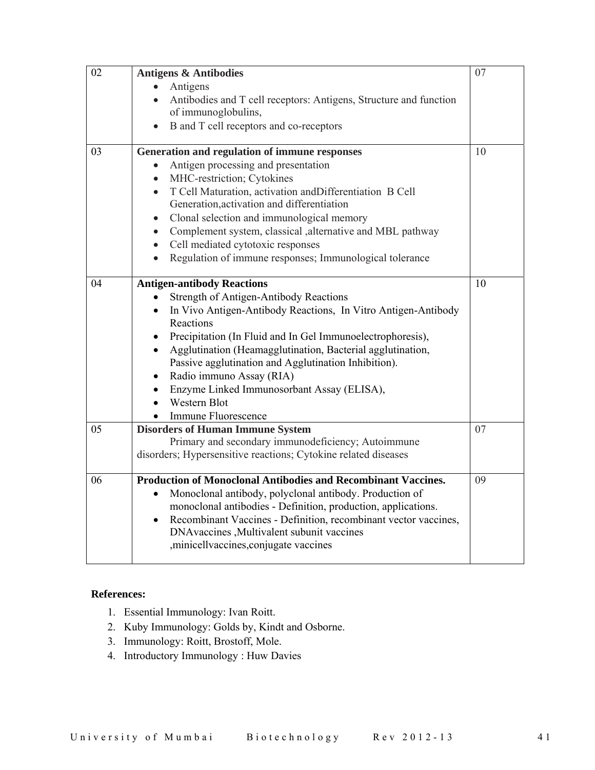| | | |
|---|---|---|
| 02 | **Antigens & Antibodies**<br>• Antigens<br>• Antibodies and T cell receptors: Antigens, Structure and function of immunoglobulins,<br>• B and T cell receptors and co-receptors | 07 |
| 03 | **Generation and regulation of immune responses**<br>• Antigen processing and presentation<br>• MHC-restriction; Cytokines<br>• T Cell Maturation, activation andDifferentiation B Cell Generation,activation and differentiation<br>• Clonal selection and immunological memory<br>• Complement system, classical ,alternative and MBL pathway<br>• Cell mediated cytotoxic responses<br>• Regulation of immune responses; Immunological tolerance | 10 |
| 04 | **Antigen-antibody Reactions**<br>• Strength of Antigen-Antibody Reactions<br>• In Vivo Antigen-Antibody Reactions, In Vitro Antigen-Antibody Reactions<br>• Precipitation (In Fluid and In Gel Immunoelectrophoresis),<br>• Agglutination (Heamagglutination, Bacterial agglutination, Passive agglutination and Agglutination Inhibition).<br>• Radio immuno Assay (RIA)<br>• Enzyme Linked Immunosorbant Assay (ELISA),<br>• Western Blot<br>• Immune Fluorescence | 10 |
| 05 | **Disorders of Human Immune System**<br>Primary and secondary immunodeficiency; Autoimmune disorders; Hypersensitive reactions; Cytokine related diseases | 07 |
| 06 | **Production of Monoclonal Antibodies and Recombinant Vaccines.**<br>• Monoclonal antibody, polyclonal antibody. Production of monoclonal antibodies - Definition, production, applications.<br>• Recombinant Vaccines - Definition, recombinant vector vaccines, DNAvaccines ,Multivalent subunit vaccines ,minicellvaccines,conjugate vaccines | 09 |

**References:**

1. Essential Immunology: Ivan Roitt.
2. Kuby Immunology: Golds by, Kindt and Osborne.
3. Immunology: Roitt, Brostoff, Mole.
4. Introductory Immunology : Huw Davies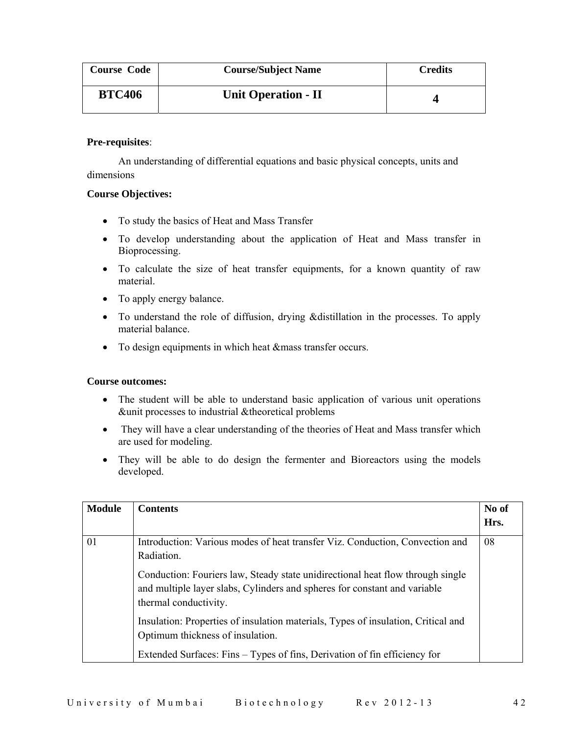| Course Code | Course/Subject Name | Credits |
|---|---|---|
| **BTC406** | **Unit Operation - II** | **4** |

**Pre-requisites**:

An understanding of differential equations and basic physical concepts, units and dimensions

**Course Objectives:**

- To study the basics of Heat and Mass Transfer
- To develop understanding about the application of Heat and Mass transfer in Bioprocessing.
- To calculate the size of heat transfer equipments, for a known quantity of raw material.
- To apply energy balance.
- To understand the role of diffusion, drying &distillation in the processes. To apply material balance.
- To design equipments in which heat &mass transfer occurs.

**Course outcomes:**

- The student will be able to understand basic application of various unit operations &unit processes to industrial &theoretical problems
- They will have a clear understanding of the theories of Heat and Mass transfer which are used for modeling.
- They will be able to do design the fermenter and Bioreactors using the models developed.

| Module | Contents | No of Hrs. |
|---|---|---|
| 01 | Introduction: Various modes of heat transfer Viz. Conduction, Convection and Radiation.<br><br>Conduction: Fouriers law, Steady state unidirectional heat flow through single and multiple layer slabs, Cylinders and spheres for constant and variable thermal conductivity.<br><br>Insulation: Properties of insulation materials, Types of insulation, Critical and Optimum thickness of insulation.<br><br>Extended Surfaces: Fins – Types of fins, Derivation of fin efficiency for | 08 |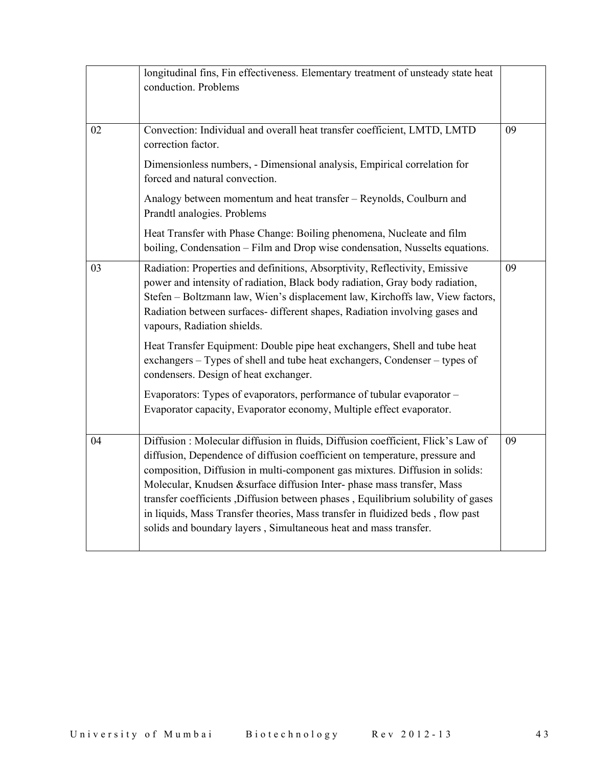| | | |
|---|---|---|
| | longitudinal fins, Fin effectiveness. Elementary treatment of unsteady state heat conduction. Problems | |
| 02 | Convection: Individual and overall heat transfer coefficient, LMTD, LMTD correction factor.<br><br>Dimensionless numbers, - Dimensional analysis, Empirical correlation for forced and natural convection.<br><br>Analogy between momentum and heat transfer – Reynolds, Coulburn and Prandtl analogies. Problems<br><br>Heat Transfer with Phase Change: Boiling phenomena, Nucleate and film boiling, Condensation – Film and Drop wise condensation, Nusselts equations. | 09 |
| 03 | Radiation: Properties and definitions, Absorptivity, Reflectivity, Emissive power and intensity of radiation, Black body radiation, Gray body radiation, Stefen – Boltzmann law, Wien's displacement law, Kirchoffs law, View factors, Radiation between surfaces- different shapes, Radiation involving gases and vapours, Radiation shields.<br><br>Heat Transfer Equipment: Double pipe heat exchangers, Shell and tube heat exchangers – Types of shell and tube heat exchangers, Condenser – types of condensers. Design of heat exchanger.<br><br>Evaporators: Types of evaporators, performance of tubular evaporator – Evaporator capacity, Evaporator economy, Multiple effect evaporator. | 09 |
| 04 | Diffusion : Molecular diffusion in fluids, Diffusion coefficient, Flick's Law of diffusion, Dependence of diffusion coefficient on temperature, pressure and composition, Diffusion in multi-component gas mixtures. Diffusion in solids: Molecular, Knudsen &surface diffusion Inter- phase mass transfer, Mass transfer coefficients ,Diffusion between phases , Equilibrium solubility of gases in liquids, Mass Transfer theories, Mass transfer in fluidized beds , flow past solids and boundary layers , Simultaneous heat and mass transfer. | 09 |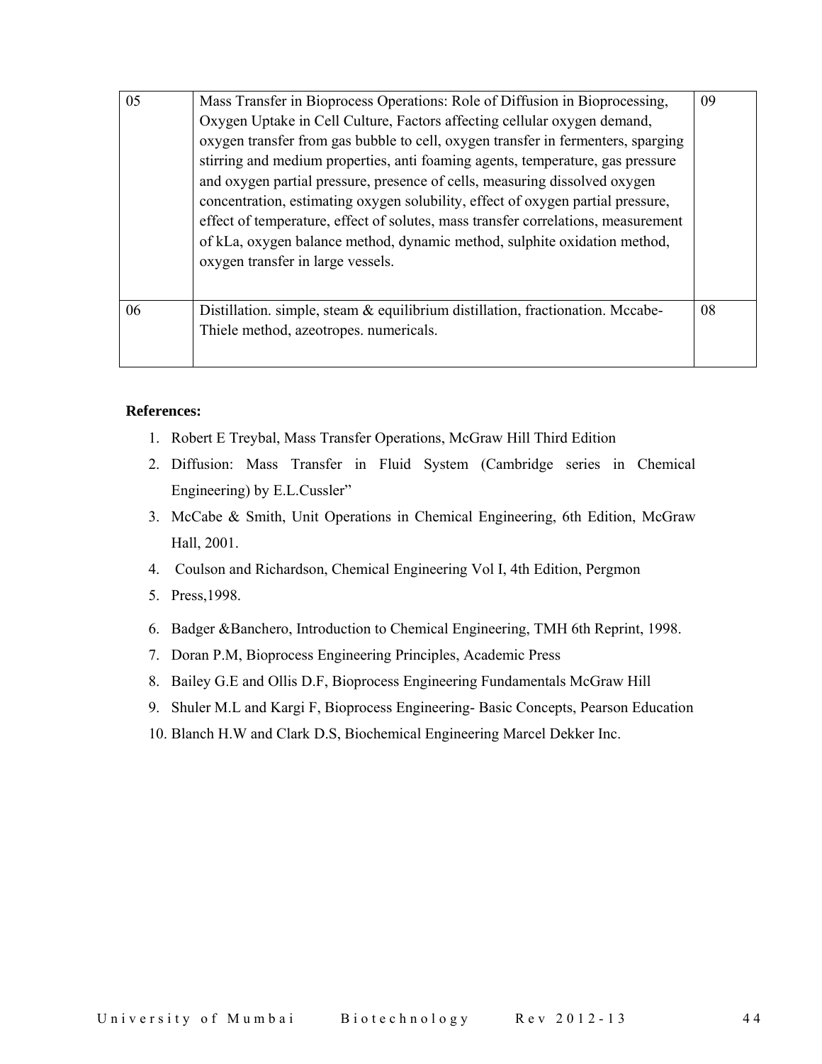| 05 | Mass Transfer in Bioprocess Operations: Role of Diffusion in Bioprocessing, Oxygen Uptake in Cell Culture, Factors affecting cellular oxygen demand, oxygen transfer from gas bubble to cell, oxygen transfer in fermenters, sparging stirring and medium properties, anti foaming agents, temperature, gas pressure and oxygen partial pressure, presence of cells, measuring dissolved oxygen concentration, estimating oxygen solubility, effect of oxygen partial pressure, effect of temperature, effect of solutes, mass transfer correlations, measurement of kLa, oxygen balance method, dynamic method, sulphite oxidation method, oxygen transfer in large vessels. | 09 |
|---|---|---|
| 06 | Distillation. simple, steam & equilibrium distillation, fractionation. Mccabe-Thiele method, azeotropes. numericals. | 08 |

**References:**

1. Robert E Treybal, Mass Transfer Operations, McGraw Hill Third Edition
2. Diffusion: Mass Transfer in Fluid System (Cambridge series in Chemical Engineering) by E.L.Cussler"
3. McCabe & Smith, Unit Operations in Chemical Engineering, 6th Edition, McGraw Hall, 2001.
4. Coulson and Richardson, Chemical Engineering Vol I, 4th Edition, Pergmon
5. Press,1998.
6. Badger &Banchero, Introduction to Chemical Engineering, TMH 6th Reprint, 1998.
7. Doran P.M, Bioprocess Engineering Principles, Academic Press
8. Bailey G.E and Ollis D.F, Bioprocess Engineering Fundamentals McGraw Hill
9. Shuler M.L and Kargi F, Bioprocess Engineering- Basic Concepts, Pearson Education
10. Blanch H.W and Clark D.S, Biochemical Engineering Marcel Dekker Inc.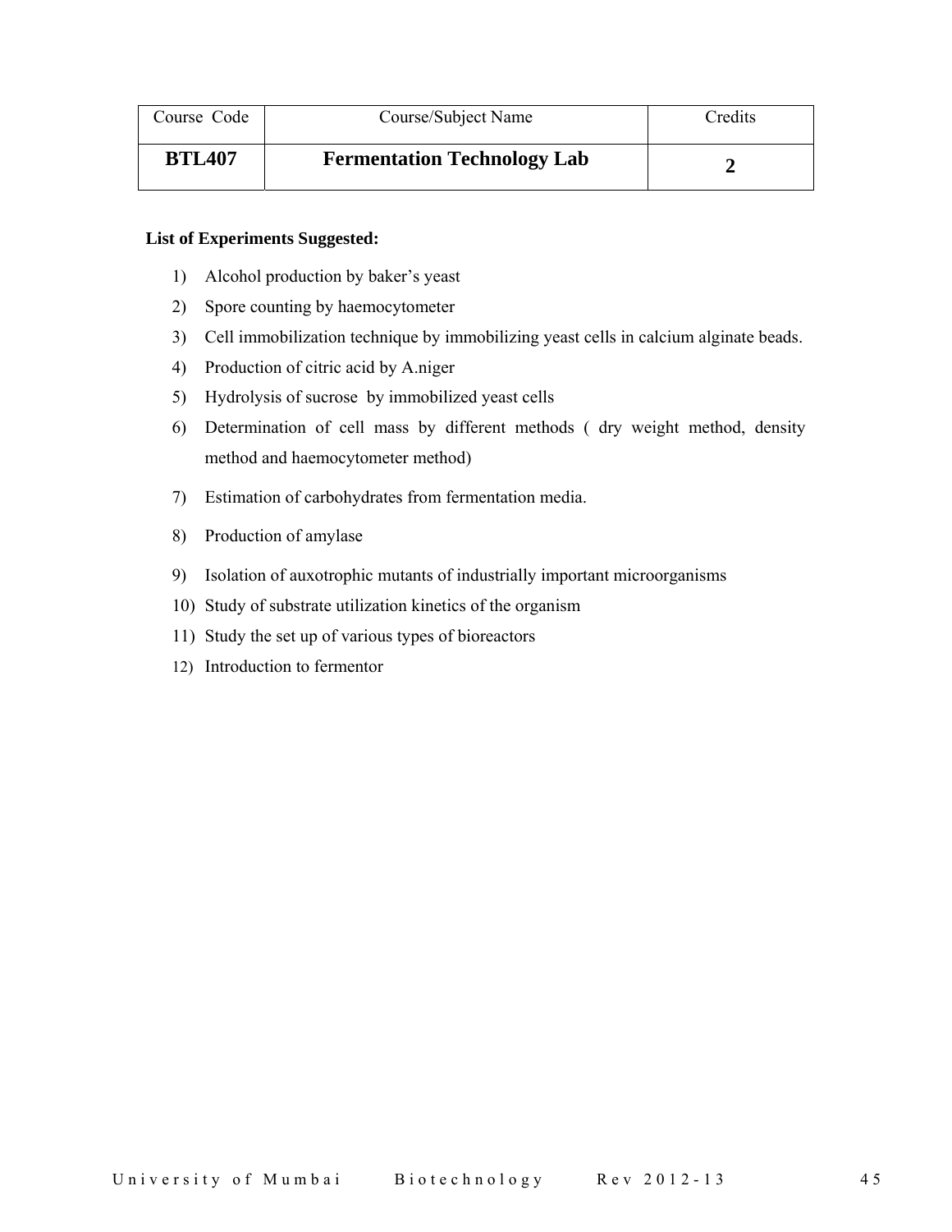| Course Code | Course/Subject Name | Credits |
| --- | --- | --- |
| **BTL407** | **Fermentation Technology Lab** | **2** |

**List of Experiments Suggested:**

1) Alcohol production by baker's yeast
2) Spore counting by haemocytometer
3) Cell immobilization technique by immobilizing yeast cells in calcium alginate beads.
4) Production of citric acid by A.niger
5) Hydrolysis of sucrose by immobilized yeast cells
6) Determination of cell mass by different methods ( dry weight method, density method and haemocytometer method)
7) Estimation of carbohydrates from fermentation media.
8) Production of amylase
9) Isolation of auxotrophic mutants of industrially important microorganisms
10) Study of substrate utilization kinetics of the organism
11) Study the set up of various types of bioreactors
12) Introduction to fermentor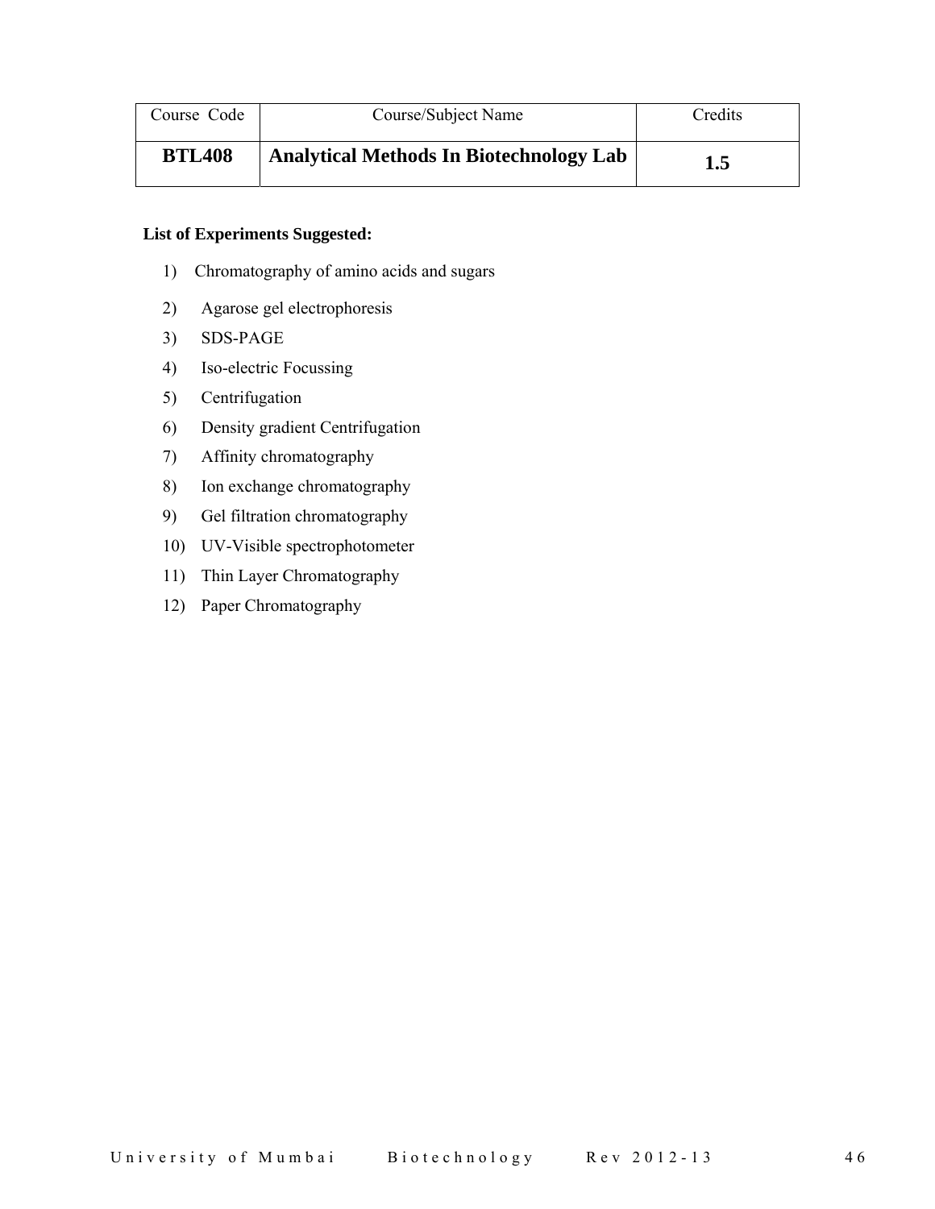| Course Code | Course/Subject Name | Credits |
|---|---|---|
| **BTL408** | **Analytical Methods In Biotechnology Lab** | **1.5** |

**List of Experiments Suggested:**

1) Chromatography of amino acids and sugars
2) Agarose gel electrophoresis
3) SDS-PAGE
4) Iso-electric Focussing
5) Centrifugation
6) Density gradient Centrifugation
7) Affinity chromatography
8) Ion exchange chromatography
9) Gel filtration chromatography
10) UV-Visible spectrophotometer
11) Thin Layer Chromatography
12) Paper Chromatography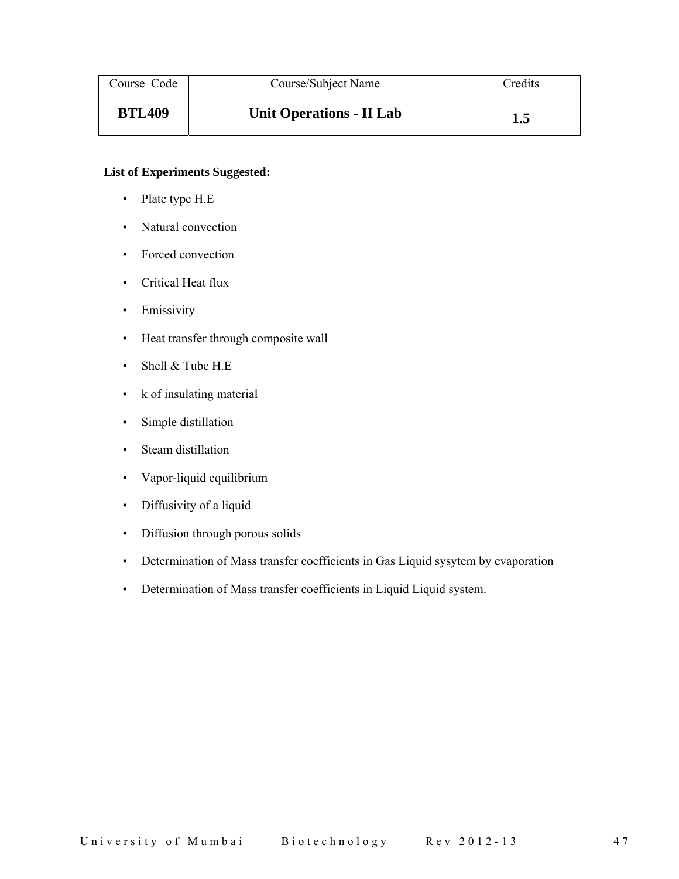| Course Code | Course/Subject Name | Credits |
|---|---|---|
| **BTL409** | **Unit Operations - II Lab** | **1.5** |

**List of Experiments Suggested:**

- Plate type H.E
- Natural convection
- Forced convection
- Critical Heat flux
- Emissivity
- Heat transfer through composite wall
- Shell & Tube H.E
- k of insulating material
- Simple distillation
- Steam distillation
- Vapor-liquid equilibrium
- Diffusivity of a liquid
- Diffusion through porous solids
- Determination of Mass transfer coefficients in Gas Liquid sysytem by evaporation
- Determination of Mass transfer coefficients in Liquid Liquid system.